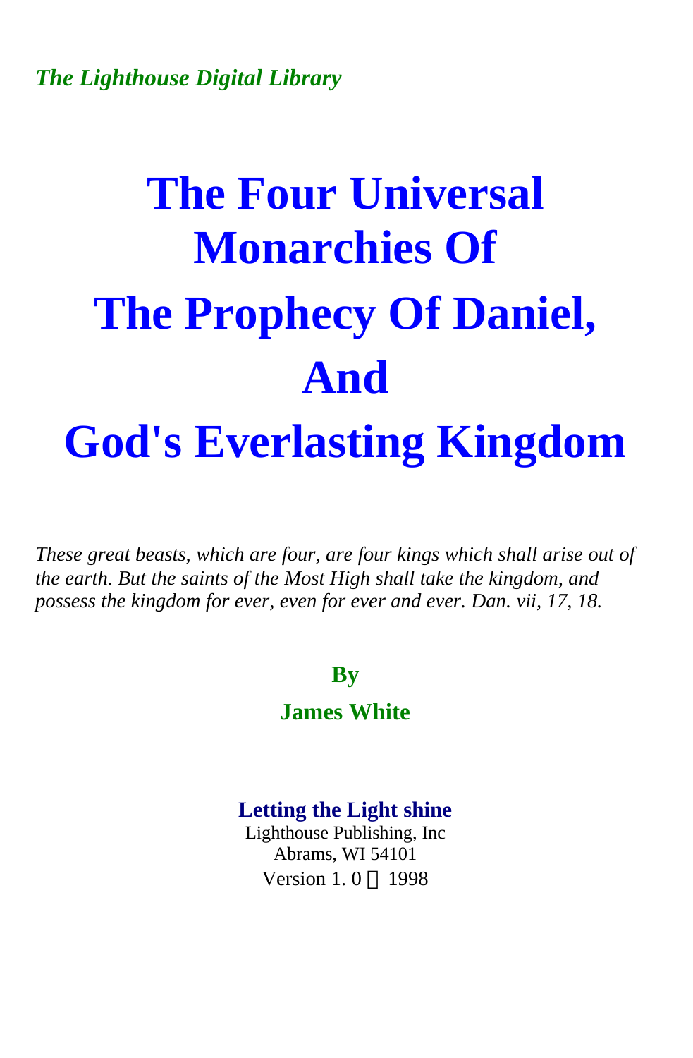*The Lighthouse Digital Library*

# The Four Universal Monarchies Of The Prophecy Of Daniel, And God's Everlasting Kingdom

*These great beasts, which are four, are four kings which shall arise out of the earth. But the saints of the Most High shall take the kingdom, and possess the kingdom for ever, even for ever and ever. Dan. vii, 17, 18.*

**By**

**James White**

**Letting the Light shine**
Lighthouse Publishing, Inc
Abrams, WI 54101
Version 1. 0 1998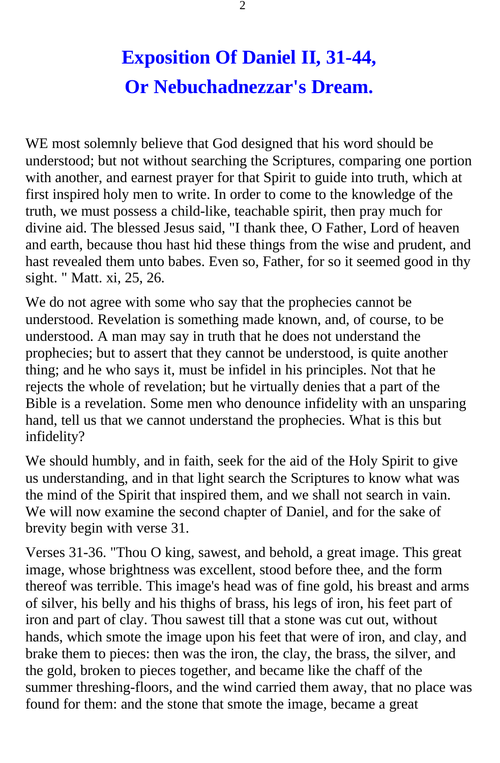# Exposition Of Daniel II, 31-44, Or Nebuchadnezzar's Dream.

WE most solemnly believe that God designed that his word should be understood; but not without searching the Scriptures, comparing one portion with another, and earnest prayer for that Spirit to guide into truth, which at first inspired holy men to write. In order to come to the knowledge of the truth, we must possess a child-like, teachable spirit, then pray much for divine aid. The blessed Jesus said, "I thank thee, O Father, Lord of heaven and earth, because thou hast hid these things from the wise and prudent, and hast revealed them unto babes. Even so, Father, for so it seemed good in thy sight. " Matt. xi, 25, 26.

We do not agree with some who say that the prophecies cannot be understood. Revelation is something made known, and, of course, to be understood. A man may say in truth that he does not understand the prophecies; but to assert that they cannot be understood, is quite another thing; and he who says it, must be infidel in his principles. Not that he rejects the whole of revelation; but he virtually denies that a part of the Bible is a revelation. Some men who denounce infidelity with an unsparing hand, tell us that we cannot understand the prophecies. What is this but infidelity?

We should humbly, and in faith, seek for the aid of the Holy Spirit to give us understanding, and in that light search the Scriptures to know what was the mind of the Spirit that inspired them, and we shall not search in vain. We will now examine the second chapter of Daniel, and for the sake of brevity begin with verse 31.

Verses 31-36. "Thou O king, sawest, and behold, a great image. This great image, whose brightness was excellent, stood before thee, and the form thereof was terrible. This image's head was of fine gold, his breast and arms of silver, his belly and his thighs of brass, his legs of iron, his feet part of iron and part of clay. Thou sawest till that a stone was cut out, without hands, which smote the image upon his feet that were of iron, and clay, and brake them to pieces: then was the iron, the clay, the brass, the silver, and the gold, broken to pieces together, and became like the chaff of the summer threshing-floors, and the wind carried them away, that no place was found for them: and the stone that smote the image, became a great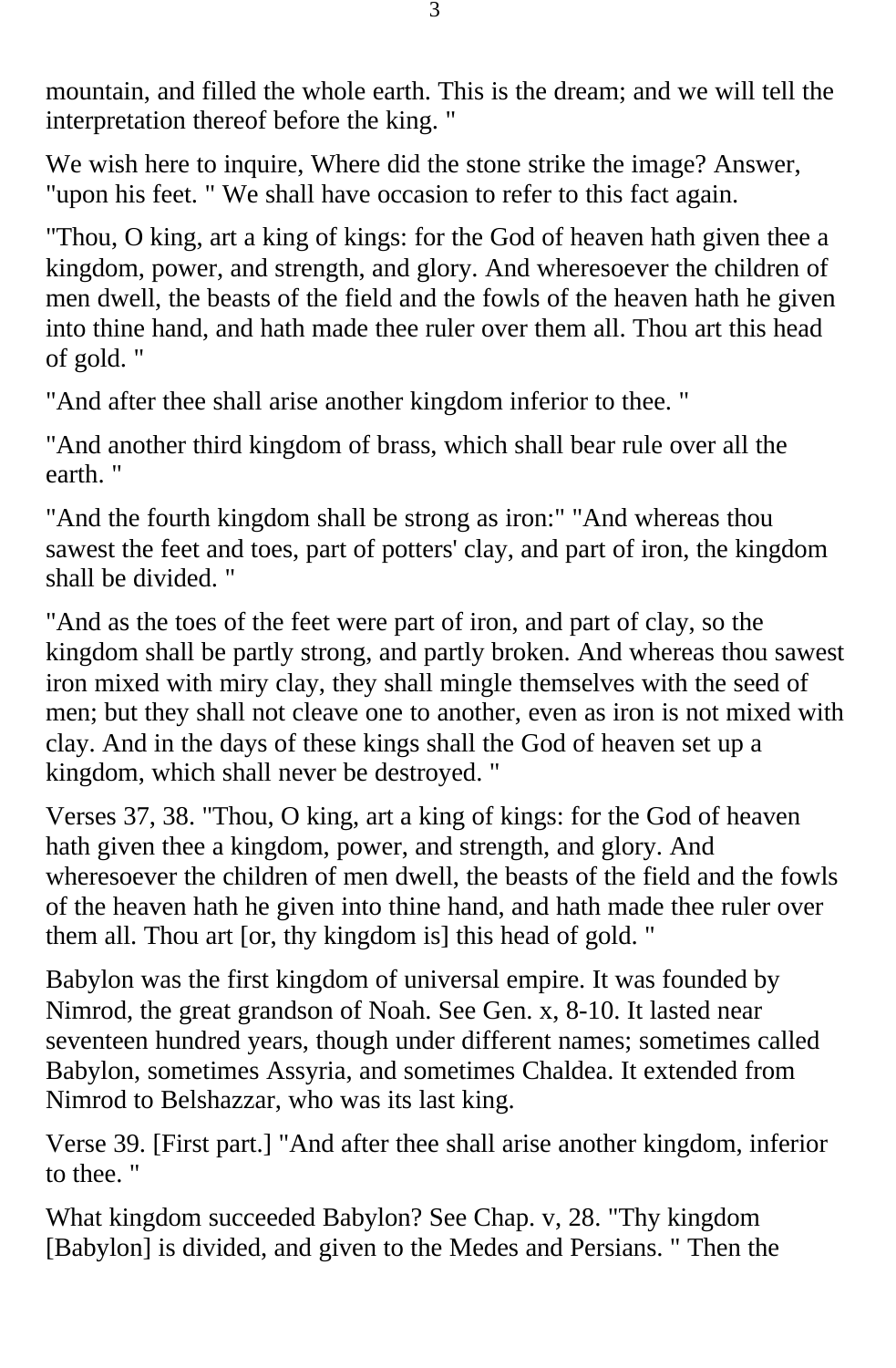mountain, and filled the whole earth. This is the dream; and we will tell the interpretation thereof before the king. "

We wish here to inquire, Where did the stone strike the image? Answer, "upon his feet. " We shall have occasion to refer to this fact again.

"Thou, O king, art a king of kings: for the God of heaven hath given thee a kingdom, power, and strength, and glory. And wheresoever the children of men dwell, the beasts of the field and the fowls of the heaven hath he given into thine hand, and hath made thee ruler over them all. Thou art this head of gold. "

"And after thee shall arise another kingdom inferior to thee. "

"And another third kingdom of brass, which shall bear rule over all the earth. "

"And the fourth kingdom shall be strong as iron:" "And whereas thou sawest the feet and toes, part of potters' clay, and part of iron, the kingdom shall be divided. "

"And as the toes of the feet were part of iron, and part of clay, so the kingdom shall be partly strong, and partly broken. And whereas thou sawest iron mixed with miry clay, they shall mingle themselves with the seed of men; but they shall not cleave one to another, even as iron is not mixed with clay. And in the days of these kings shall the God of heaven set up a kingdom, which shall never be destroyed. "

Verses 37, 38. "Thou, O king, art a king of kings: for the God of heaven hath given thee a kingdom, power, and strength, and glory. And wheresoever the children of men dwell, the beasts of the field and the fowls of the heaven hath he given into thine hand, and hath made thee ruler over them all. Thou art [or, thy kingdom is] this head of gold. "

Babylon was the first kingdom of universal empire. It was founded by Nimrod, the great grandson of Noah. See Gen. x, 8-10. It lasted near seventeen hundred years, though under different names; sometimes called Babylon, sometimes Assyria, and sometimes Chaldea. It extended from Nimrod to Belshazzar, who was its last king.

Verse 39. [First part.] "And after thee shall arise another kingdom, inferior to thee. "

What kingdom succeeded Babylon? See Chap. v, 28. "Thy kingdom [Babylon] is divided, and given to the Medes and Persians. " Then the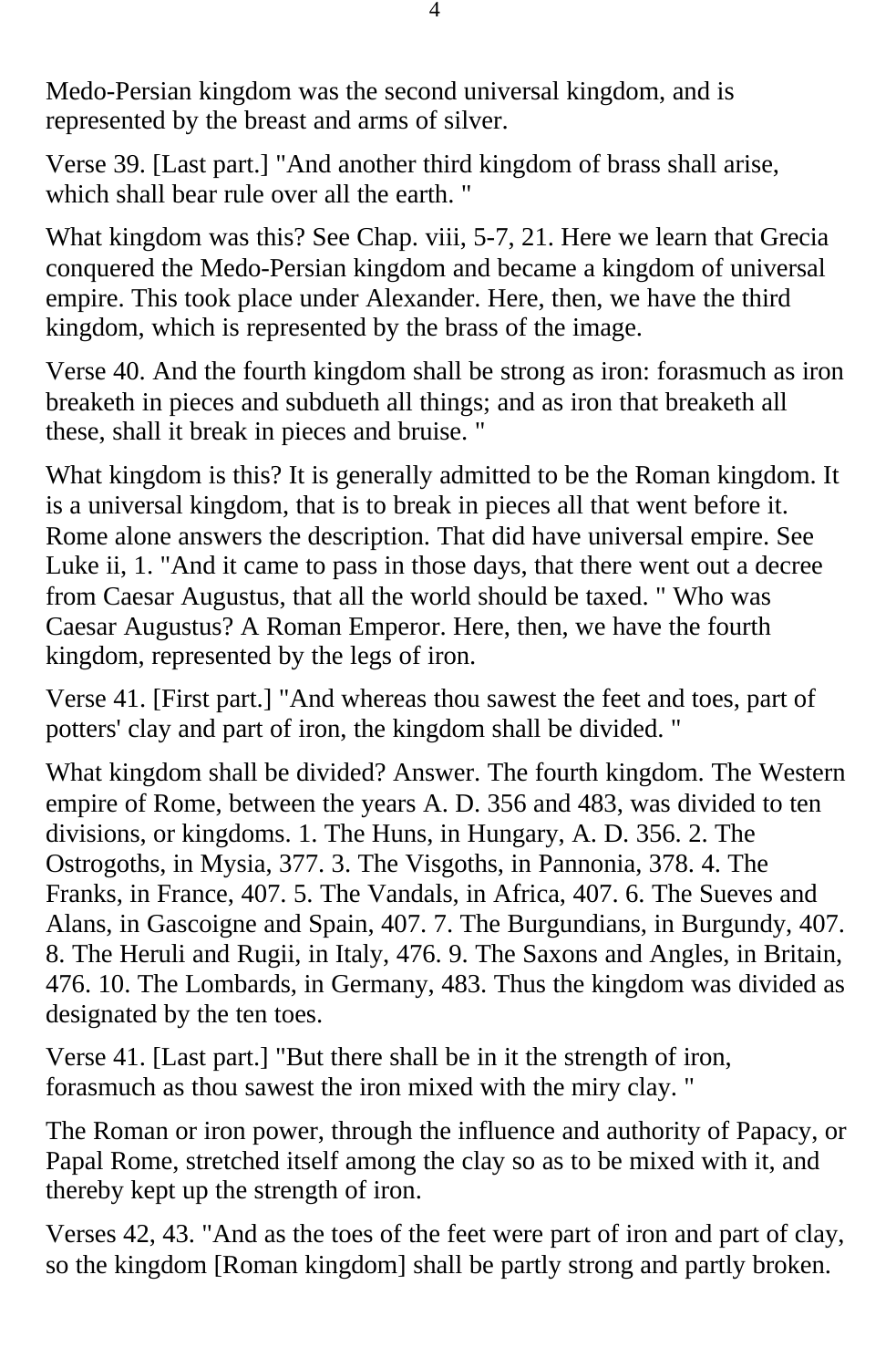Medo-Persian kingdom was the second universal kingdom, and is represented by the breast and arms of silver.

Verse 39. [Last part.] "And another third kingdom of brass shall arise, which shall bear rule over all the earth. "

What kingdom was this? See Chap. viii, 5-7, 21. Here we learn that Grecia conquered the Medo-Persian kingdom and became a kingdom of universal empire. This took place under Alexander. Here, then, we have the third kingdom, which is represented by the brass of the image.

Verse 40. And the fourth kingdom shall be strong as iron: forasmuch as iron breaketh in pieces and subdueth all things; and as iron that breaketh all these, shall it break in pieces and bruise. "

What kingdom is this? It is generally admitted to be the Roman kingdom. It is a universal kingdom, that is to break in pieces all that went before it. Rome alone answers the description. That did have universal empire. See Luke ii, 1. "And it came to pass in those days, that there went out a decree from Caesar Augustus, that all the world should be taxed. " Who was Caesar Augustus? A Roman Emperor. Here, then, we have the fourth kingdom, represented by the legs of iron.

Verse 41. [First part.] "And whereas thou sawest the feet and toes, part of potters' clay and part of iron, the kingdom shall be divided. "

What kingdom shall be divided? Answer. The fourth kingdom. The Western empire of Rome, between the years A. D. 356 and 483, was divided to ten divisions, or kingdoms. 1. The Huns, in Hungary, A. D. 356. 2. The Ostrogoths, in Mysia, 377. 3. The Visgoths, in Pannonia, 378. 4. The Franks, in France, 407. 5. The Vandals, in Africa, 407. 6. The Sueves and Alans, in Gascoigne and Spain, 407. 7. The Burgundians, in Burgundy, 407. 8. The Heruli and Rugii, in Italy, 476. 9. The Saxons and Angles, in Britain, 476. 10. The Lombards, in Germany, 483. Thus the kingdom was divided as designated by the ten toes.

Verse 41. [Last part.] "But there shall be in it the strength of iron, forasmuch as thou sawest the iron mixed with the miry clay. "

The Roman or iron power, through the influence and authority of Papacy, or Papal Rome, stretched itself among the clay so as to be mixed with it, and thereby kept up the strength of iron.

Verses 42, 43. "And as the toes of the feet were part of iron and part of clay, so the kingdom [Roman kingdom] shall be partly strong and partly broken.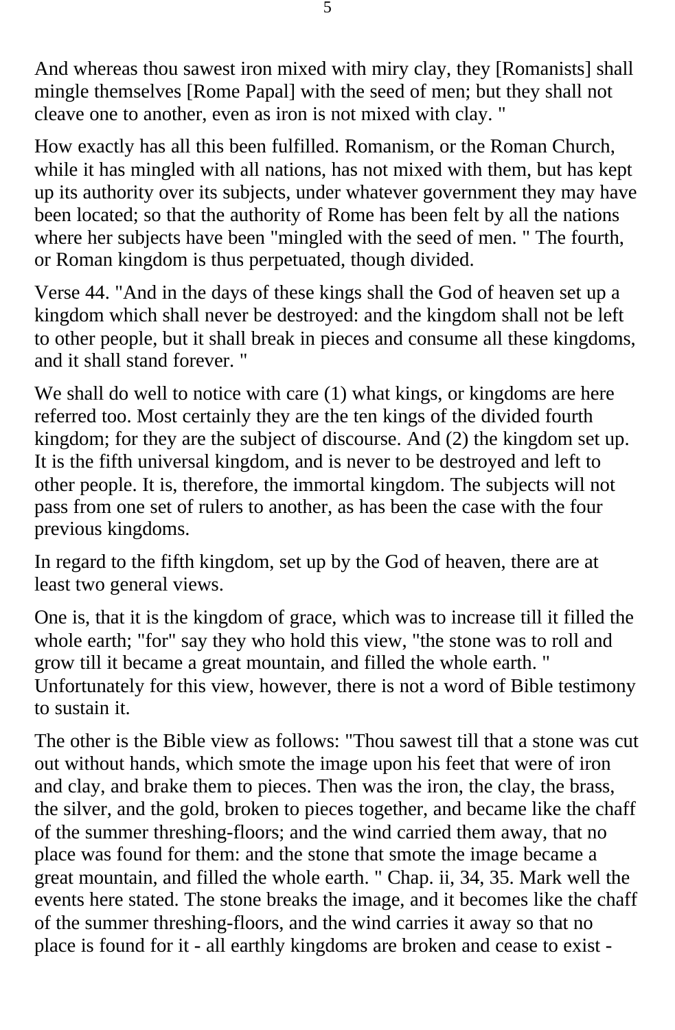And whereas thou sawest iron mixed with miry clay, they [Romanists] shall mingle themselves [Rome Papal] with the seed of men; but they shall not cleave one to another, even as iron is not mixed with clay. "

How exactly has all this been fulfilled. Romanism, or the Roman Church, while it has mingled with all nations, has not mixed with them, but has kept up its authority over its subjects, under whatever government they may have been located; so that the authority of Rome has been felt by all the nations where her subjects have been "mingled with the seed of men. " The fourth, or Roman kingdom is thus perpetuated, though divided.

Verse 44. "And in the days of these kings shall the God of heaven set up a kingdom which shall never be destroyed: and the kingdom shall not be left to other people, but it shall break in pieces and consume all these kingdoms, and it shall stand forever. "

We shall do well to notice with care (1) what kings, or kingdoms are here referred too. Most certainly they are the ten kings of the divided fourth kingdom; for they are the subject of discourse. And (2) the kingdom set up. It is the fifth universal kingdom, and is never to be destroyed and left to other people. It is, therefore, the immortal kingdom. The subjects will not pass from one set of rulers to another, as has been the case with the four previous kingdoms.

In regard to the fifth kingdom, set up by the God of heaven, there are at least two general views.

One is, that it is the kingdom of grace, which was to increase till it filled the whole earth; "for" say they who hold this view, "the stone was to roll and grow till it became a great mountain, and filled the whole earth. " Unfortunately for this view, however, there is not a word of Bible testimony to sustain it.

The other is the Bible view as follows: "Thou sawest till that a stone was cut out without hands, which smote the image upon his feet that were of iron and clay, and brake them to pieces. Then was the iron, the clay, the brass, the silver, and the gold, broken to pieces together, and became like the chaff of the summer threshing-floors; and the wind carried them away, that no place was found for them: and the stone that smote the image became a great mountain, and filled the whole earth. " Chap. ii, 34, 35. Mark well the events here stated. The stone breaks the image, and it becomes like the chaff of the summer threshing-floors, and the wind carries it away so that no place is found for it - all earthly kingdoms are broken and cease to exist -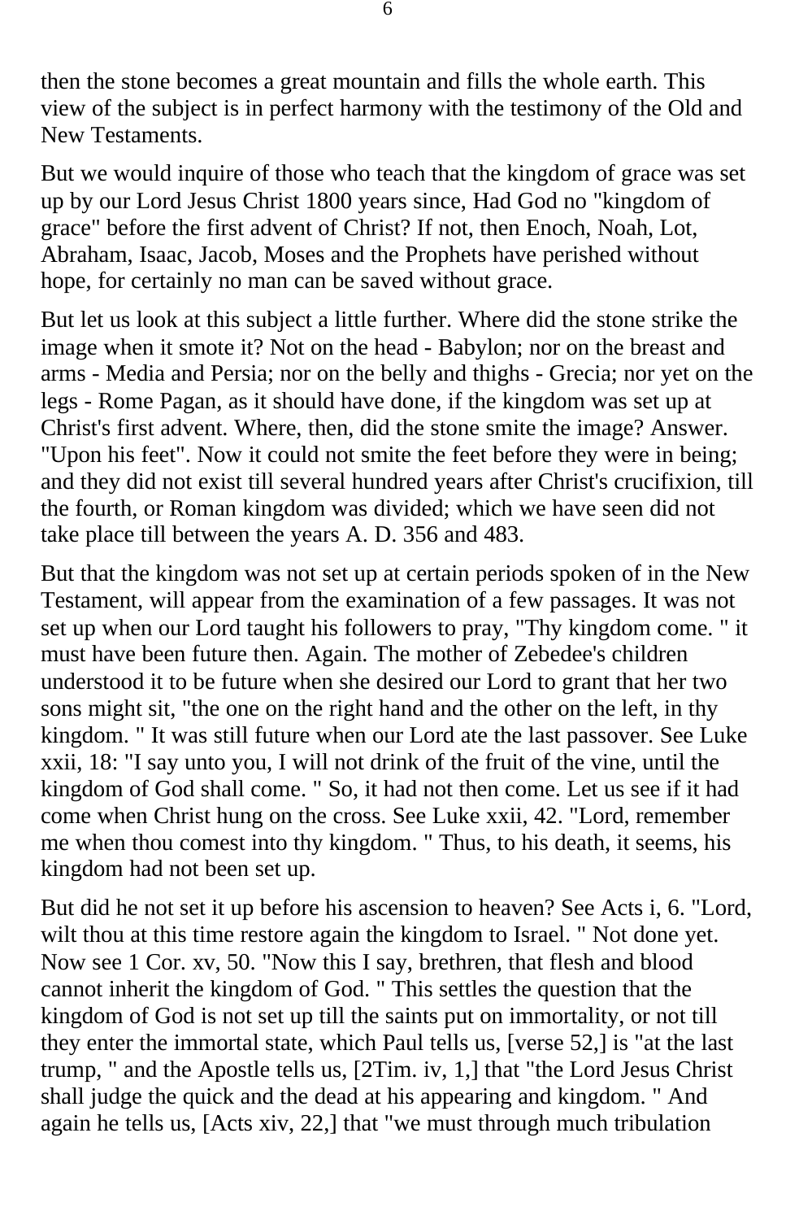then the stone becomes a great mountain and fills the whole earth. This view of the subject is in perfect harmony with the testimony of the Old and New Testaments.

But we would inquire of those who teach that the kingdom of grace was set up by our Lord Jesus Christ 1800 years since, Had God no "kingdom of grace" before the first advent of Christ? If not, then Enoch, Noah, Lot, Abraham, Isaac, Jacob, Moses and the Prophets have perished without hope, for certainly no man can be saved without grace.

But let us look at this subject a little further. Where did the stone strike the image when it smote it? Not on the head - Babylon; nor on the breast and arms - Media and Persia; nor on the belly and thighs - Grecia; nor yet on the legs - Rome Pagan, as it should have done, if the kingdom was set up at Christ's first advent. Where, then, did the stone smite the image? Answer. "Upon his feet". Now it could not smite the feet before they were in being; and they did not exist till several hundred years after Christ's crucifixion, till the fourth, or Roman kingdom was divided; which we have seen did not take place till between the years A. D. 356 and 483.

But that the kingdom was not set up at certain periods spoken of in the New Testament, will appear from the examination of a few passages. It was not set up when our Lord taught his followers to pray, "Thy kingdom come. " it must have been future then. Again. The mother of Zebedee's children understood it to be future when she desired our Lord to grant that her two sons might sit, "the one on the right hand and the other on the left, in thy kingdom. " It was still future when our Lord ate the last passover. See Luke xxii, 18: "I say unto you, I will not drink of the fruit of the vine, until the kingdom of God shall come. " So, it had not then come. Let us see if it had come when Christ hung on the cross. See Luke xxii, 42. "Lord, remember me when thou comest into thy kingdom. " Thus, to his death, it seems, his kingdom had not been set up.

But did he not set it up before his ascension to heaven? See Acts i, 6. "Lord, wilt thou at this time restore again the kingdom to Israel. " Not done yet. Now see 1 Cor. xv, 50. "Now this I say, brethren, that flesh and blood cannot inherit the kingdom of God. " This settles the question that the kingdom of God is not set up till the saints put on immortality, or not till they enter the immortal state, which Paul tells us, [verse 52,] is "at the last trump, " and the Apostle tells us, [2Tim. iv, 1,] that "the Lord Jesus Christ shall judge the quick and the dead at his appearing and kingdom. " And again he tells us, [Acts xiv, 22,] that "we must through much tribulation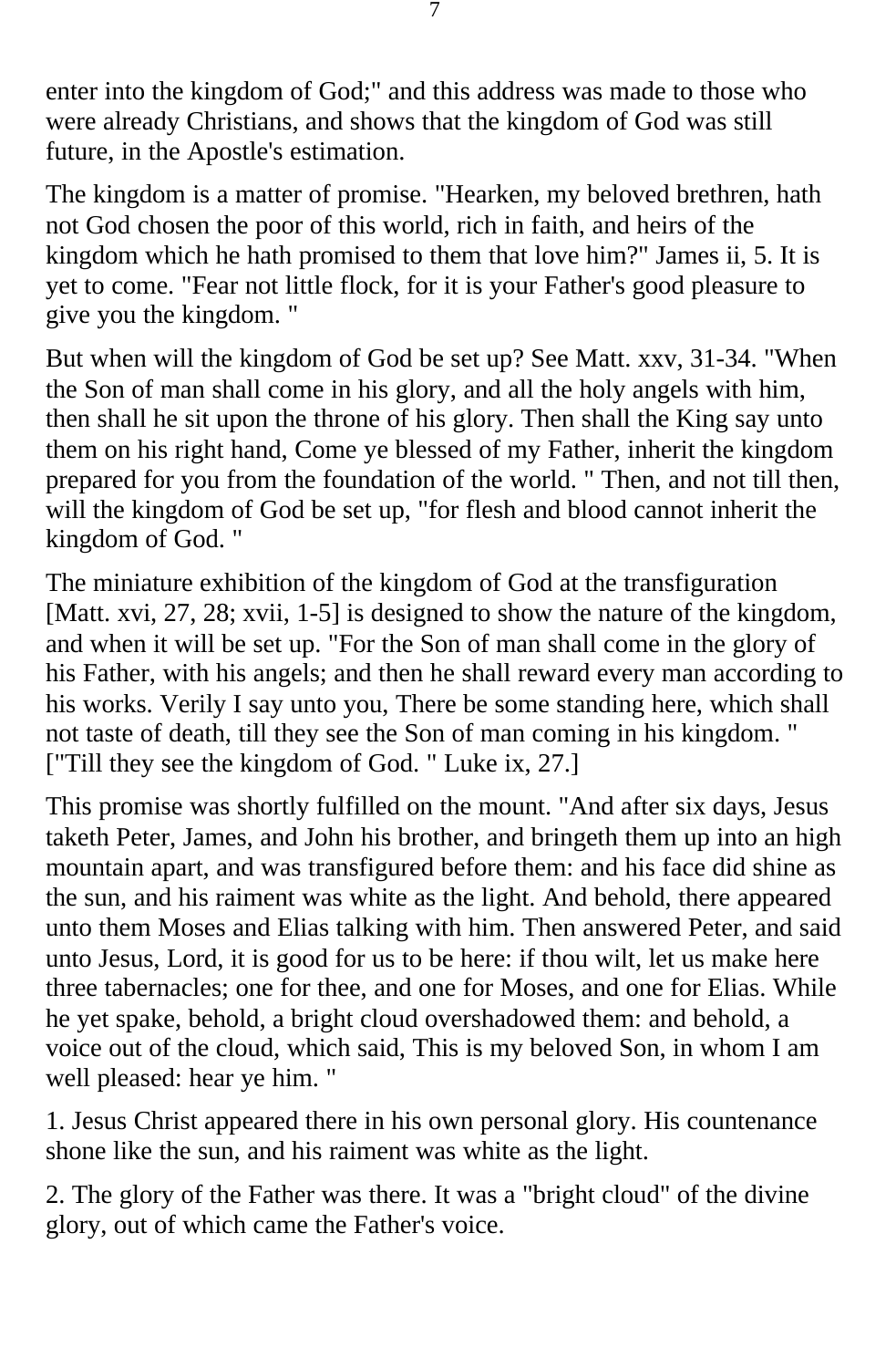enter into the kingdom of God;" and this address was made to those who were already Christians, and shows that the kingdom of God was still future, in the Apostle's estimation.

The kingdom is a matter of promise. "Hearken, my beloved brethren, hath not God chosen the poor of this world, rich in faith, and heirs of the kingdom which he hath promised to them that love him?" James ii, 5. It is yet to come. "Fear not little flock, for it is your Father's good pleasure to give you the kingdom. "

But when will the kingdom of God be set up? See Matt. xxv, 31-34. "When the Son of man shall come in his glory, and all the holy angels with him, then shall he sit upon the throne of his glory. Then shall the King say unto them on his right hand, Come ye blessed of my Father, inherit the kingdom prepared for you from the foundation of the world. " Then, and not till then, will the kingdom of God be set up, "for flesh and blood cannot inherit the kingdom of God. "

The miniature exhibition of the kingdom of God at the transfiguration [Matt. xvi, 27, 28; xvii, 1-5] is designed to show the nature of the kingdom, and when it will be set up. "For the Son of man shall come in the glory of his Father, with his angels; and then he shall reward every man according to his works. Verily I say unto you, There be some standing here, which shall not taste of death, till they see the Son of man coming in his kingdom. " ["Till they see the kingdom of God. " Luke ix, 27.]

This promise was shortly fulfilled on the mount. "And after six days, Jesus taketh Peter, James, and John his brother, and bringeth them up into an high mountain apart, and was transfigured before them: and his face did shine as the sun, and his raiment was white as the light. And behold, there appeared unto them Moses and Elias talking with him. Then answered Peter, and said unto Jesus, Lord, it is good for us to be here: if thou wilt, let us make here three tabernacles; one for thee, and one for Moses, and one for Elias. While he yet spake, behold, a bright cloud overshadowed them: and behold, a voice out of the cloud, which said, This is my beloved Son, in whom I am well pleased: hear ye him. "

1. Jesus Christ appeared there in his own personal glory. His countenance shone like the sun, and his raiment was white as the light.

2. The glory of the Father was there. It was a "bright cloud" of the divine glory, out of which came the Father's voice.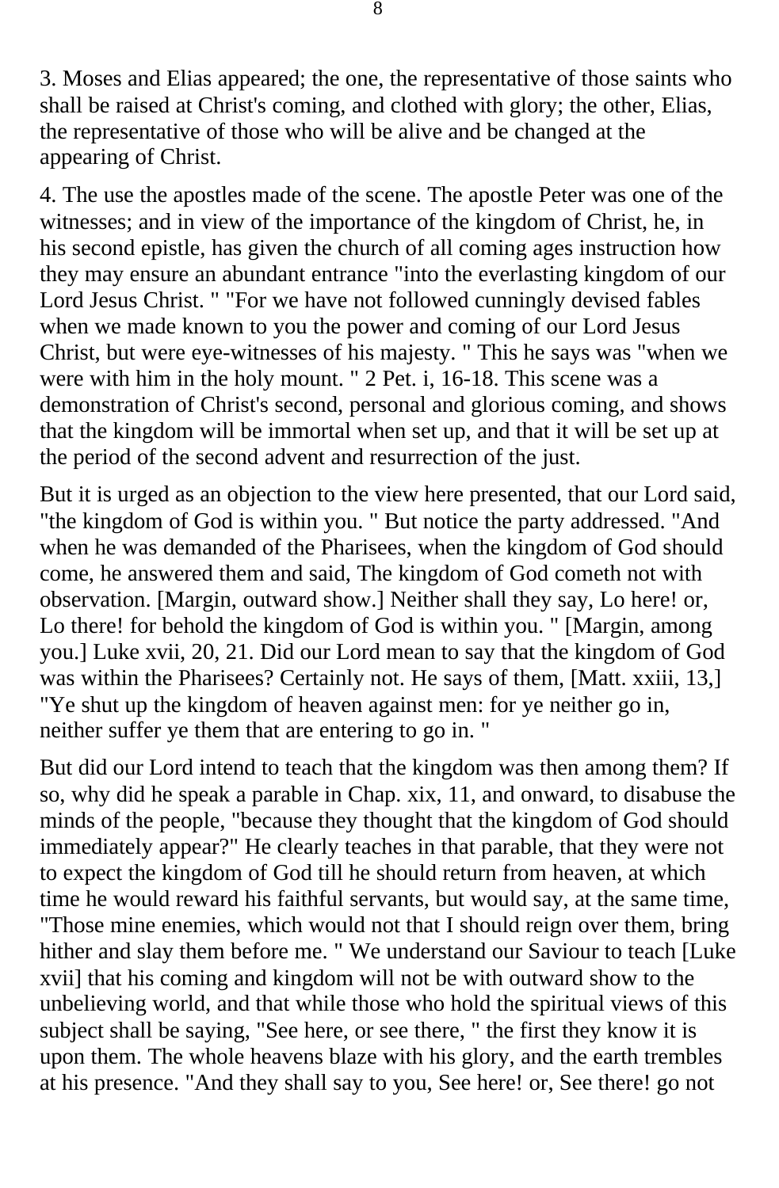3. Moses and Elias appeared; the one, the representative of those saints who shall be raised at Christ's coming, and clothed with glory; the other, Elias, the representative of those who will be alive and be changed at the appearing of Christ.

4. The use the apostles made of the scene. The apostle Peter was one of the witnesses; and in view of the importance of the kingdom of Christ, he, in his second epistle, has given the church of all coming ages instruction how they may ensure an abundant entrance "into the everlasting kingdom of our Lord Jesus Christ. " "For we have not followed cunningly devised fables when we made known to you the power and coming of our Lord Jesus Christ, but were eye-witnesses of his majesty. " This he says was "when we were with him in the holy mount. " 2 Pet. i, 16-18. This scene was a demonstration of Christ's second, personal and glorious coming, and shows that the kingdom will be immortal when set up, and that it will be set up at the period of the second advent and resurrection of the just.

But it is urged as an objection to the view here presented, that our Lord said, "the kingdom of God is within you. " But notice the party addressed. "And when he was demanded of the Pharisees, when the kingdom of God should come, he answered them and said, The kingdom of God cometh not with observation. [Margin, outward show.] Neither shall they say, Lo here! or, Lo there! for behold the kingdom of God is within you. " [Margin, among you.] Luke xvii, 20, 21. Did our Lord mean to say that the kingdom of God was within the Pharisees? Certainly not. He says of them, [Matt. xxiii, 13,] "Ye shut up the kingdom of heaven against men: for ye neither go in, neither suffer ye them that are entering to go in. "

But did our Lord intend to teach that the kingdom was then among them? If so, why did he speak a parable in Chap. xix, 11, and onward, to disabuse the minds of the people, "because they thought that the kingdom of God should immediately appear?" He clearly teaches in that parable, that they were not to expect the kingdom of God till he should return from heaven, at which time he would reward his faithful servants, but would say, at the same time, "Those mine enemies, which would not that I should reign over them, bring hither and slay them before me. " We understand our Saviour to teach [Luke xvii] that his coming and kingdom will not be with outward show to the unbelieving world, and that while those who hold the spiritual views of this subject shall be saying, "See here, or see there, " the first they know it is upon them. The whole heavens blaze with his glory, and the earth trembles at his presence. "And they shall say to you, See here! or, See there! go not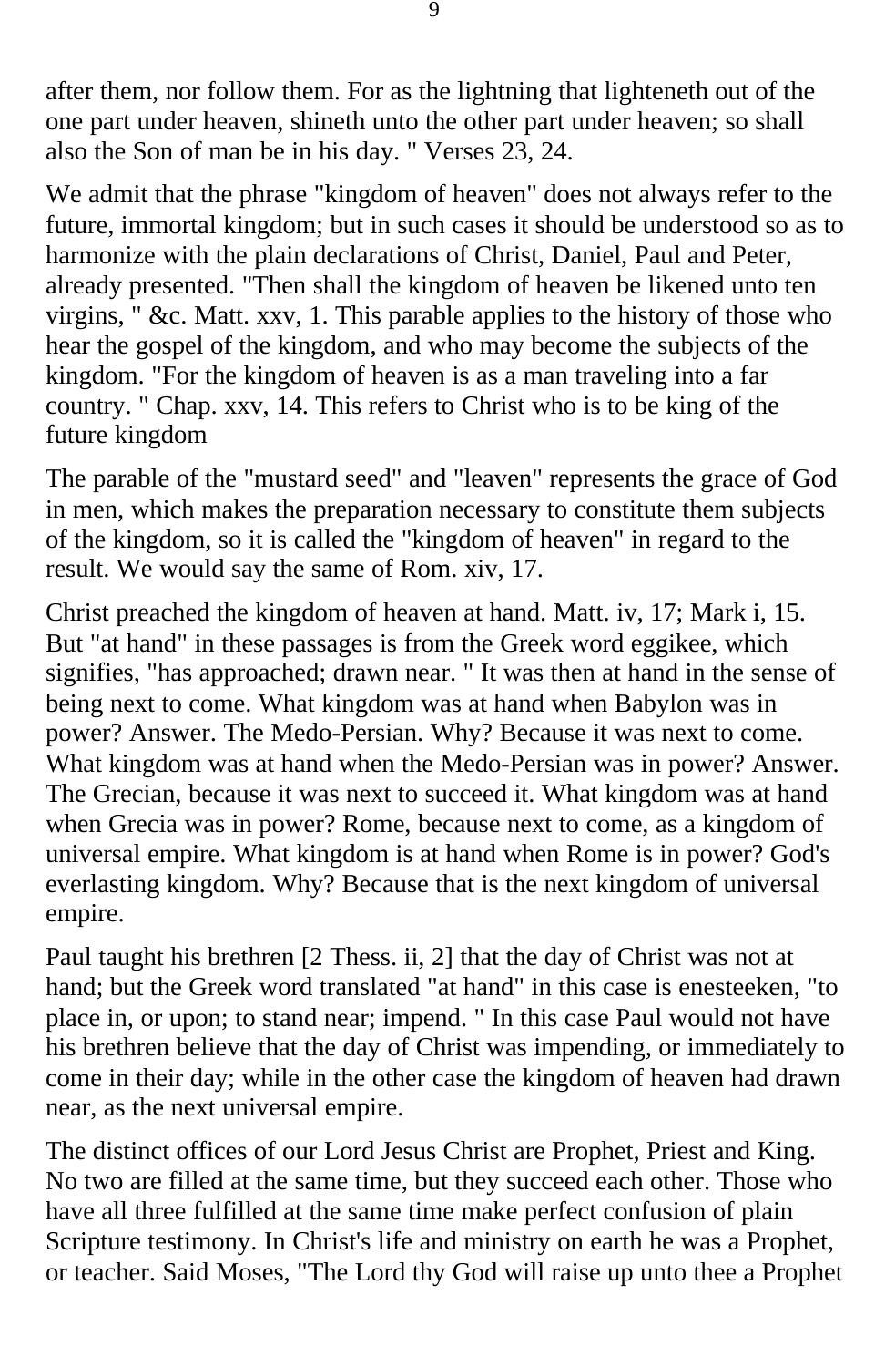after them, nor follow them. For as the lightning that lighteneth out of the one part under heaven, shineth unto the other part under heaven; so shall also the Son of man be in his day. " Verses 23, 24.

We admit that the phrase "kingdom of heaven" does not always refer to the future, immortal kingdom; but in such cases it should be understood so as to harmonize with the plain declarations of Christ, Daniel, Paul and Peter, already presented. "Then shall the kingdom of heaven be likened unto ten virgins, " &c. Matt. xxv, 1. This parable applies to the history of those who hear the gospel of the kingdom, and who may become the subjects of the kingdom. "For the kingdom of heaven is as a man traveling into a far country. " Chap. xxv, 14. This refers to Christ who is to be king of the future kingdom

The parable of the "mustard seed" and "leaven" represents the grace of God in men, which makes the preparation necessary to constitute them subjects of the kingdom, so it is called the "kingdom of heaven" in regard to the result. We would say the same of Rom. xiv, 17.

Christ preached the kingdom of heaven at hand. Matt. iv, 17; Mark i, 15. But "at hand" in these passages is from the Greek word eggikee, which signifies, "has approached; drawn near. " It was then at hand in the sense of being next to come. What kingdom was at hand when Babylon was in power? Answer. The Medo-Persian. Why? Because it was next to come. What kingdom was at hand when the Medo-Persian was in power? Answer. The Grecian, because it was next to succeed it. What kingdom was at hand when Grecia was in power? Rome, because next to come, as a kingdom of universal empire. What kingdom is at hand when Rome is in power? God's everlasting kingdom. Why? Because that is the next kingdom of universal empire.

Paul taught his brethren [2 Thess. ii, 2] that the day of Christ was not at hand; but the Greek word translated "at hand" in this case is enesteeken, "to place in, or upon; to stand near; impend. " In this case Paul would not have his brethren believe that the day of Christ was impending, or immediately to come in their day; while in the other case the kingdom of heaven had drawn near, as the next universal empire.

The distinct offices of our Lord Jesus Christ are Prophet, Priest and King. No two are filled at the same time, but they succeed each other. Those who have all three fulfilled at the same time make perfect confusion of plain Scripture testimony. In Christ's life and ministry on earth he was a Prophet, or teacher. Said Moses, "The Lord thy God will raise up unto thee a Prophet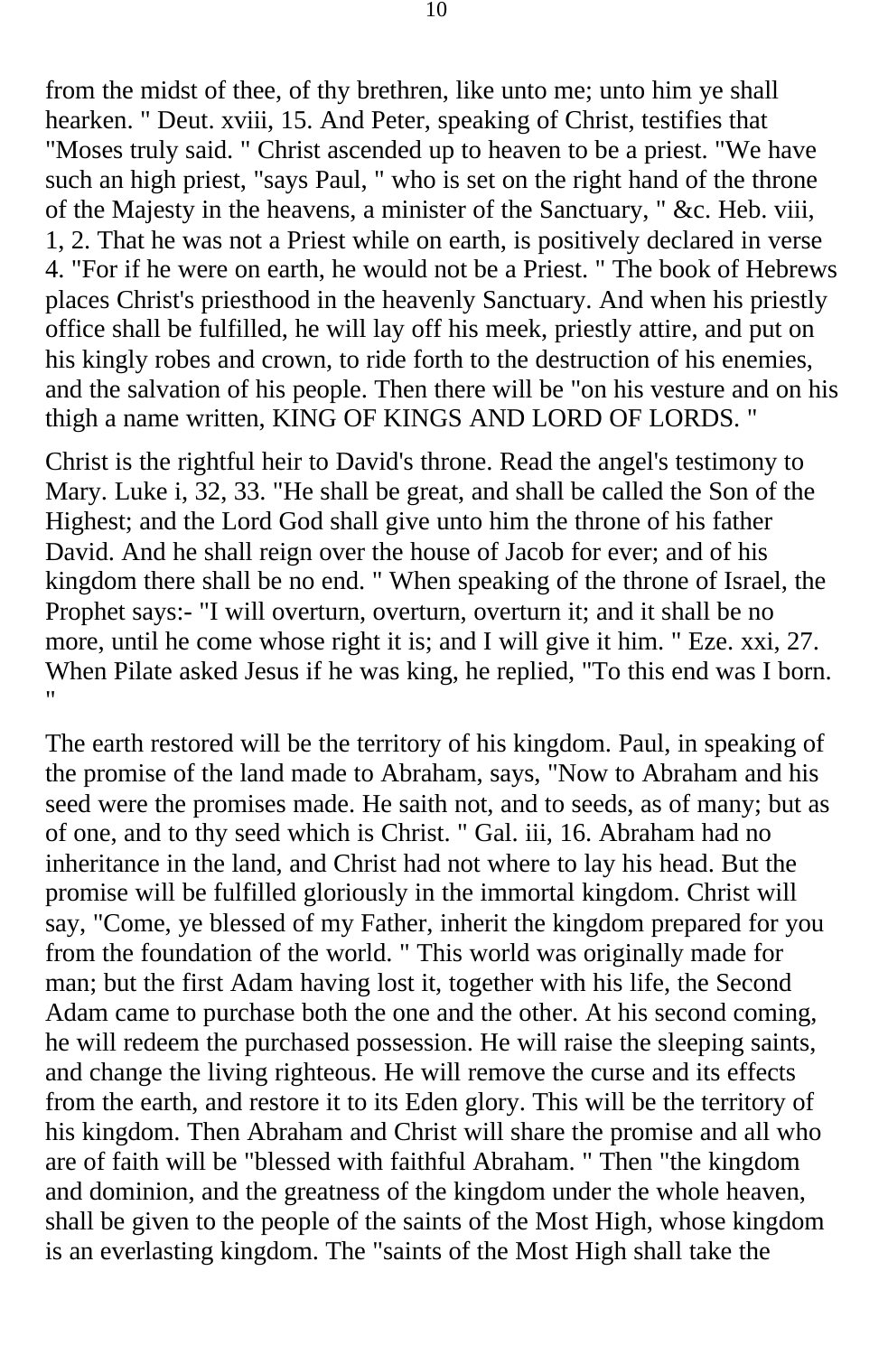from the midst of thee, of thy brethren, like unto me; unto him ye shall hearken. " Deut. xviii, 15. And Peter, speaking of Christ, testifies that "Moses truly said. " Christ ascended up to heaven to be a priest. "We have such an high priest, "says Paul, " who is set on the right hand of the throne of the Majesty in the heavens, a minister of the Sanctuary, " &c. Heb. viii, 1, 2. That he was not a Priest while on earth, is positively declared in verse 4. "For if he were on earth, he would not be a Priest. " The book of Hebrews places Christ's priesthood in the heavenly Sanctuary. And when his priestly office shall be fulfilled, he will lay off his meek, priestly attire, and put on his kingly robes and crown, to ride forth to the destruction of his enemies, and the salvation of his people. Then there will be "on his vesture and on his thigh a name written, KING OF KINGS AND LORD OF LORDS. "

Christ is the rightful heir to David's throne. Read the angel's testimony to Mary. Luke i, 32, 33. "He shall be great, and shall be called the Son of the Highest; and the Lord God shall give unto him the throne of his father David. And he shall reign over the house of Jacob for ever; and of his kingdom there shall be no end. " When speaking of the throne of Israel, the Prophet says:- "I will overturn, overturn, overturn it; and it shall be no more, until he come whose right it is; and I will give it him. " Eze. xxi, 27. When Pilate asked Jesus if he was king, he replied, "To this end was I born. "

The earth restored will be the territory of his kingdom. Paul, in speaking of the promise of the land made to Abraham, says, "Now to Abraham and his seed were the promises made. He saith not, and to seeds, as of many; but as of one, and to thy seed which is Christ. " Gal. iii, 16. Abraham had no inheritance in the land, and Christ had not where to lay his head. But the promise will be fulfilled gloriously in the immortal kingdom. Christ will say, "Come, ye blessed of my Father, inherit the kingdom prepared for you from the foundation of the world. " This world was originally made for man; but the first Adam having lost it, together with his life, the Second Adam came to purchase both the one and the other. At his second coming, he will redeem the purchased possession. He will raise the sleeping saints, and change the living righteous. He will remove the curse and its effects from the earth, and restore it to its Eden glory. This will be the territory of his kingdom. Then Abraham and Christ will share the promise and all who are of faith will be "blessed with faithful Abraham. " Then "the kingdom and dominion, and the greatness of the kingdom under the whole heaven, shall be given to the people of the saints of the Most High, whose kingdom is an everlasting kingdom. The "saints of the Most High shall take the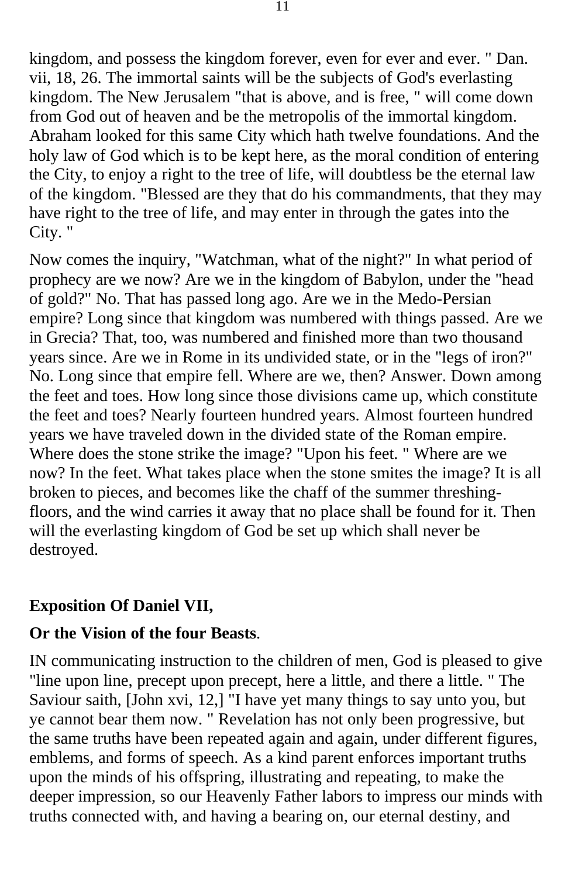kingdom, and possess the kingdom forever, even for ever and ever. " Dan. vii, 18, 26. The immortal saints will be the subjects of God's everlasting kingdom. The New Jerusalem "that is above, and is free, " will come down from God out of heaven and be the metropolis of the immortal kingdom. Abraham looked for this same City which hath twelve foundations. And the holy law of God which is to be kept here, as the moral condition of entering the City, to enjoy a right to the tree of life, will doubtless be the eternal law of the kingdom. "Blessed are they that do his commandments, that they may have right to the tree of life, and may enter in through the gates into the City. "

Now comes the inquiry, "Watchman, what of the night?" In what period of prophecy are we now? Are we in the kingdom of Babylon, under the "head of gold?" No. That has passed long ago. Are we in the Medo-Persian empire? Long since that kingdom was numbered with things passed. Are we in Grecia? That, too, was numbered and finished more than two thousand years since. Are we in Rome in its undivided state, or in the "legs of iron?" No. Long since that empire fell. Where are we, then? Answer. Down among the feet and toes. How long since those divisions came up, which constitute the feet and toes? Nearly fourteen hundred years. Almost fourteen hundred years we have traveled down in the divided state of the Roman empire. Where does the stone strike the image? "Upon his feet. " Where are we now? In the feet. What takes place when the stone smites the image? It is all broken to pieces, and becomes like the chaff of the summer threshing-floors, and the wind carries it away that no place shall be found for it. Then will the everlasting kingdom of God be set up which shall never be destroyed.

## Exposition Of Daniel VII,

### Or the Vision of the four Beasts.

IN communicating instruction to the children of men, God is pleased to give "line upon line, precept upon precept, here a little, and there a little. " The Saviour saith, [John xvi, 12,] "I have yet many things to say unto you, but ye cannot bear them now. " Revelation has not only been progressive, but the same truths have been repeated again and again, under different figures, emblems, and forms of speech. As a kind parent enforces important truths upon the minds of his offspring, illustrating and repeating, to make the deeper impression, so our Heavenly Father labors to impress our minds with truths connected with, and having a bearing on, our eternal destiny, and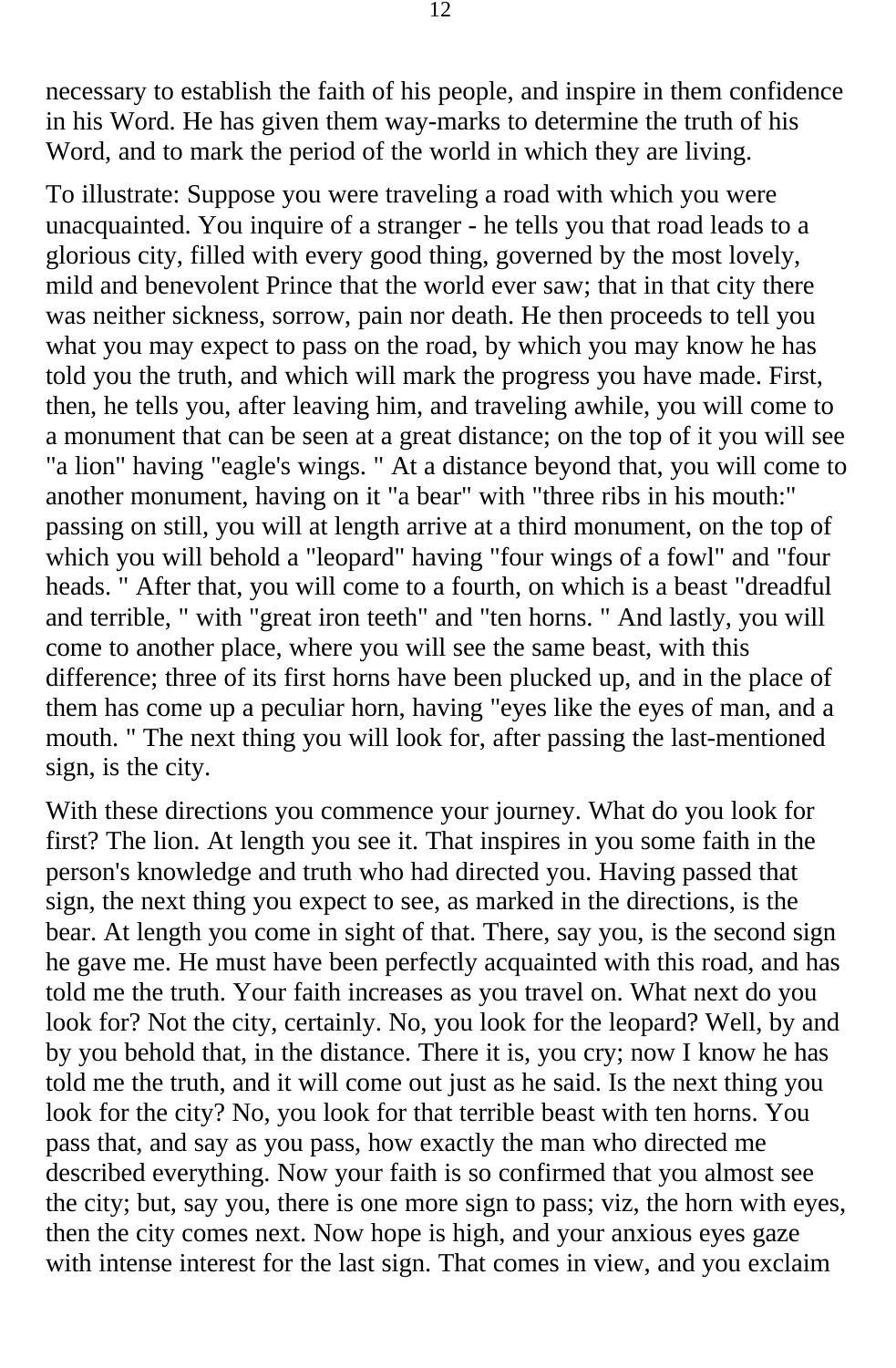necessary to establish the faith of his people, and inspire in them confidence in his Word. He has given them way-marks to determine the truth of his Word, and to mark the period of the world in which they are living.

To illustrate: Suppose you were traveling a road with which you were unacquainted. You inquire of a stranger - he tells you that road leads to a glorious city, filled with every good thing, governed by the most lovely, mild and benevolent Prince that the world ever saw; that in that city there was neither sickness, sorrow, pain nor death. He then proceeds to tell you what you may expect to pass on the road, by which you may know he has told you the truth, and which will mark the progress you have made. First, then, he tells you, after leaving him, and traveling awhile, you will come to a monument that can be seen at a great distance; on the top of it you will see "a lion" having "eagle's wings. " At a distance beyond that, you will come to another monument, having on it "a bear" with "three ribs in his mouth:" passing on still, you will at length arrive at a third monument, on the top of which you will behold a "leopard" having "four wings of a fowl" and "four heads. " After that, you will come to a fourth, on which is a beast "dreadful and terrible, " with "great iron teeth" and "ten horns. " And lastly, you will come to another place, where you will see the same beast, with this difference; three of its first horns have been plucked up, and in the place of them has come up a peculiar horn, having "eyes like the eyes of man, and a mouth. " The next thing you will look for, after passing the last-mentioned sign, is the city.

With these directions you commence your journey. What do you look for first? The lion. At length you see it. That inspires in you some faith in the person's knowledge and truth who had directed you. Having passed that sign, the next thing you expect to see, as marked in the directions, is the bear. At length you come in sight of that. There, say you, is the second sign he gave me. He must have been perfectly acquainted with this road, and has told me the truth. Your faith increases as you travel on. What next do you look for? Not the city, certainly. No, you look for the leopard? Well, by and by you behold that, in the distance. There it is, you cry; now I know he has told me the truth, and it will come out just as he said. Is the next thing you look for the city? No, you look for that terrible beast with ten horns. You pass that, and say as you pass, how exactly the man who directed me described everything. Now your faith is so confirmed that you almost see the city; but, say you, there is one more sign to pass; viz, the horn with eyes, then the city comes next. Now hope is high, and your anxious eyes gaze with intense interest for the last sign. That comes in view, and you exclaim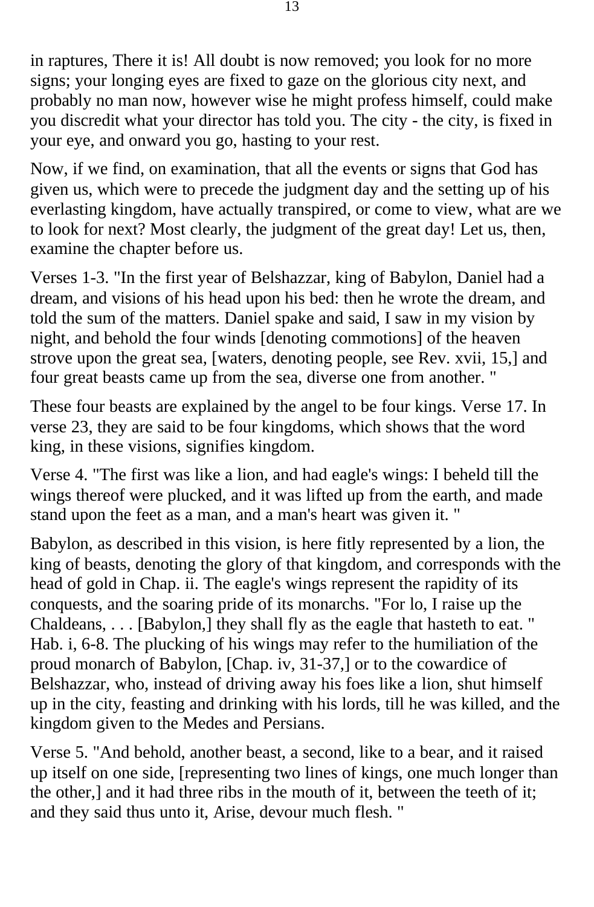in raptures, There it is! All doubt is now removed; you look for no more signs; your longing eyes are fixed to gaze on the glorious city next, and probably no man now, however wise he might profess himself, could make you discredit what your director has told you. The city - the city, is fixed in your eye, and onward you go, hasting to your rest.

Now, if we find, on examination, that all the events or signs that God has given us, which were to precede the judgment day and the setting up of his everlasting kingdom, have actually transpired, or come to view, what are we to look for next? Most clearly, the judgment of the great day! Let us, then, examine the chapter before us.

Verses 1-3. "In the first year of Belshazzar, king of Babylon, Daniel had a dream, and visions of his head upon his bed: then he wrote the dream, and told the sum of the matters. Daniel spake and said, I saw in my vision by night, and behold the four winds [denoting commotions] of the heaven strove upon the great sea, [waters, denoting people, see Rev. xvii, 15,] and four great beasts came up from the sea, diverse one from another. "

These four beasts are explained by the angel to be four kings. Verse 17. In verse 23, they are said to be four kingdoms, which shows that the word king, in these visions, signifies kingdom.

Verse 4. "The first was like a lion, and had eagle's wings: I beheld till the wings thereof were plucked, and it was lifted up from the earth, and made stand upon the feet as a man, and a man's heart was given it. "

Babylon, as described in this vision, is here fitly represented by a lion, the king of beasts, denoting the glory of that kingdom, and corresponds with the head of gold in Chap. ii. The eagle's wings represent the rapidity of its conquests, and the soaring pride of its monarchs. "For lo, I raise up the Chaldeans, . . . [Babylon,] they shall fly as the eagle that hasteth to eat. " Hab. i, 6-8. The plucking of his wings may refer to the humiliation of the proud monarch of Babylon, [Chap. iv, 31-37,] or to the cowardice of Belshazzar, who, instead of driving away his foes like a lion, shut himself up in the city, feasting and drinking with his lords, till he was killed, and the kingdom given to the Medes and Persians.

Verse 5. "And behold, another beast, a second, like to a bear, and it raised up itself on one side, [representing two lines of kings, one much longer than the other,] and it had three ribs in the mouth of it, between the teeth of it; and they said thus unto it, Arise, devour much flesh. "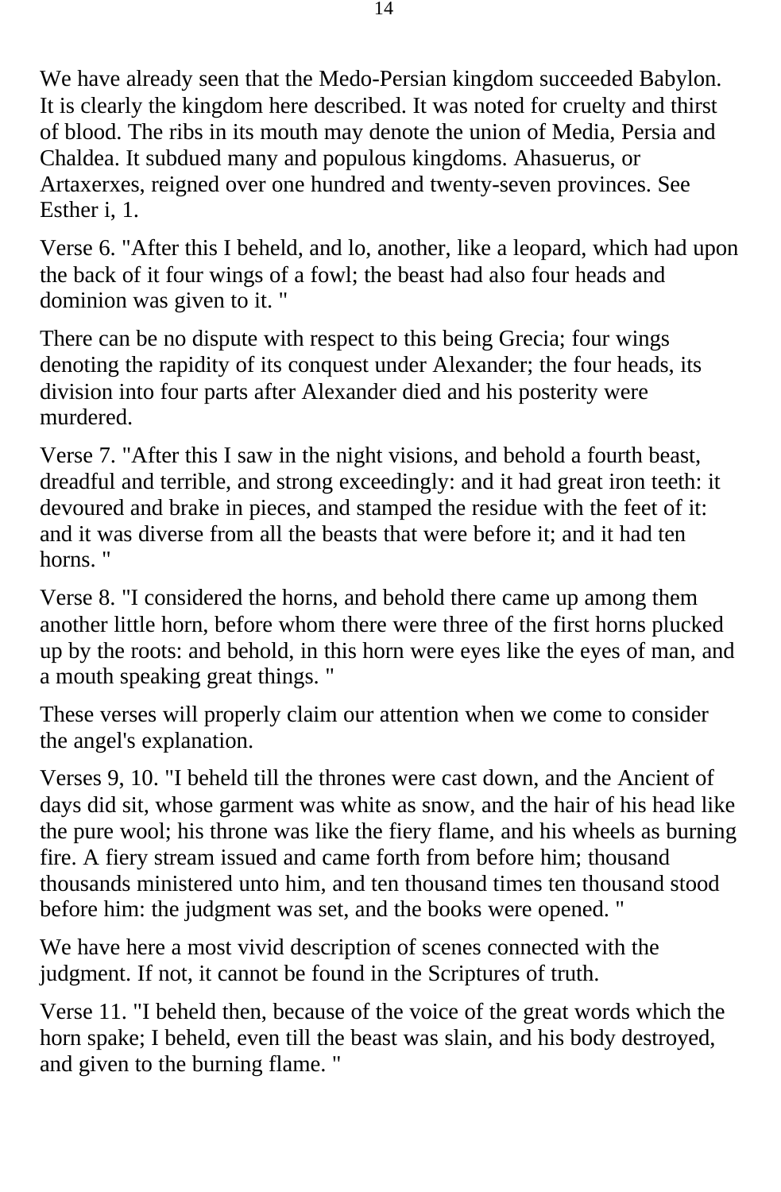We have already seen that the Medo-Persian kingdom succeeded Babylon. It is clearly the kingdom here described. It was noted for cruelty and thirst of blood. The ribs in its mouth may denote the union of Media, Persia and Chaldea. It subdued many and populous kingdoms. Ahasuerus, or Artaxerxes, reigned over one hundred and twenty-seven provinces. See Esther i, 1.

Verse 6. "After this I beheld, and lo, another, like a leopard, which had upon the back of it four wings of a fowl; the beast had also four heads and dominion was given to it. "

There can be no dispute with respect to this being Grecia; four wings denoting the rapidity of its conquest under Alexander; the four heads, its division into four parts after Alexander died and his posterity were murdered.

Verse 7. "After this I saw in the night visions, and behold a fourth beast, dreadful and terrible, and strong exceedingly: and it had great iron teeth: it devoured and brake in pieces, and stamped the residue with the feet of it: and it was diverse from all the beasts that were before it; and it had ten horns. "

Verse 8. "I considered the horns, and behold there came up among them another little horn, before whom there were three of the first horns plucked up by the roots: and behold, in this horn were eyes like the eyes of man, and a mouth speaking great things. "

These verses will properly claim our attention when we come to consider the angel's explanation.

Verses 9, 10. "I beheld till the thrones were cast down, and the Ancient of days did sit, whose garment was white as snow, and the hair of his head like the pure wool; his throne was like the fiery flame, and his wheels as burning fire. A fiery stream issued and came forth from before him; thousand thousands ministered unto him, and ten thousand times ten thousand stood before him: the judgment was set, and the books were opened. "

We have here a most vivid description of scenes connected with the judgment. If not, it cannot be found in the Scriptures of truth.

Verse 11. "I beheld then, because of the voice of the great words which the horn spake; I beheld, even till the beast was slain, and his body destroyed, and given to the burning flame. "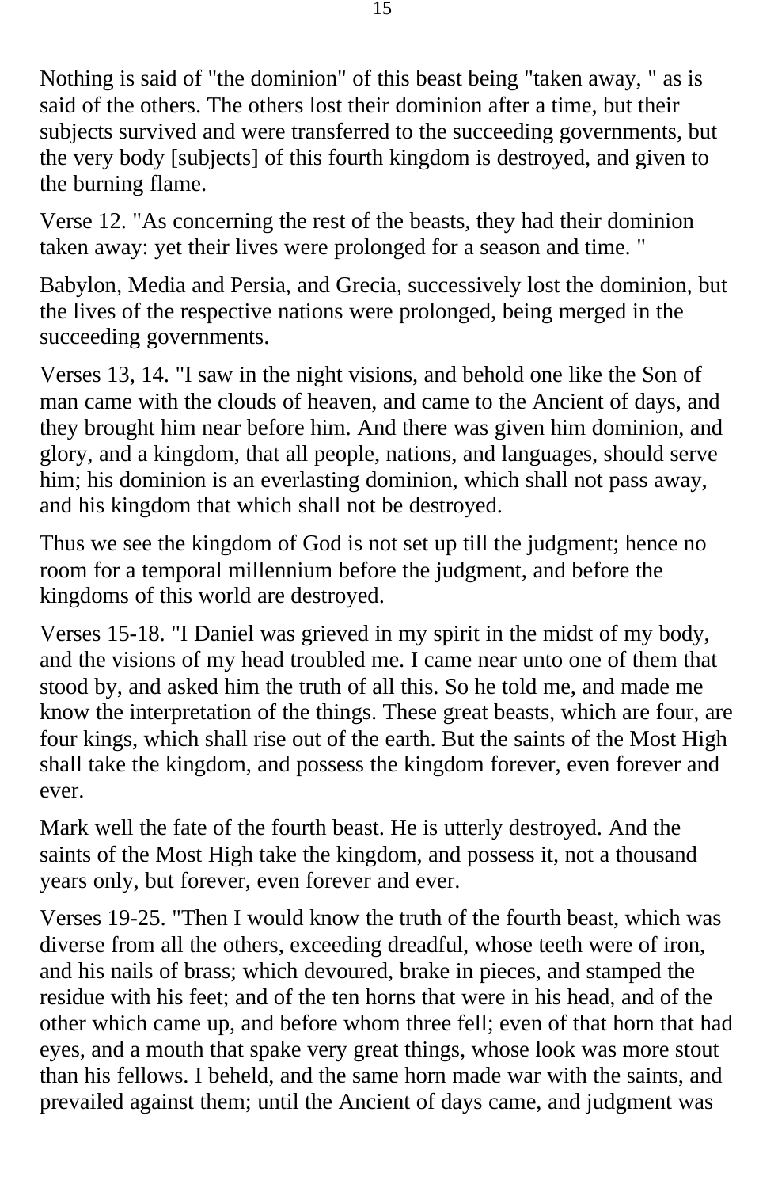Nothing is said of "the dominion" of this beast being "taken away, " as is said of the others. The others lost their dominion after a time, but their subjects survived and were transferred to the succeeding governments, but the very body [subjects] of this fourth kingdom is destroyed, and given to the burning flame.

Verse 12. "As concerning the rest of the beasts, they had their dominion taken away: yet their lives were prolonged for a season and time. "

Babylon, Media and Persia, and Grecia, successively lost the dominion, but the lives of the respective nations were prolonged, being merged in the succeeding governments.

Verses 13, 14. "I saw in the night visions, and behold one like the Son of man came with the clouds of heaven, and came to the Ancient of days, and they brought him near before him. And there was given him dominion, and glory, and a kingdom, that all people, nations, and languages, should serve him; his dominion is an everlasting dominion, which shall not pass away, and his kingdom that which shall not be destroyed.

Thus we see the kingdom of God is not set up till the judgment; hence no room for a temporal millennium before the judgment, and before the kingdoms of this world are destroyed.

Verses 15-18. "I Daniel was grieved in my spirit in the midst of my body, and the visions of my head troubled me. I came near unto one of them that stood by, and asked him the truth of all this. So he told me, and made me know the interpretation of the things. These great beasts, which are four, are four kings, which shall rise out of the earth. But the saints of the Most High shall take the kingdom, and possess the kingdom forever, even forever and ever.

Mark well the fate of the fourth beast. He is utterly destroyed. And the saints of the Most High take the kingdom, and possess it, not a thousand years only, but forever, even forever and ever.

Verses 19-25. "Then I would know the truth of the fourth beast, which was diverse from all the others, exceeding dreadful, whose teeth were of iron, and his nails of brass; which devoured, brake in pieces, and stamped the residue with his feet; and of the ten horns that were in his head, and of the other which came up, and before whom three fell; even of that horn that had eyes, and a mouth that spake very great things, whose look was more stout than his fellows. I beheld, and the same horn made war with the saints, and prevailed against them; until the Ancient of days came, and judgment was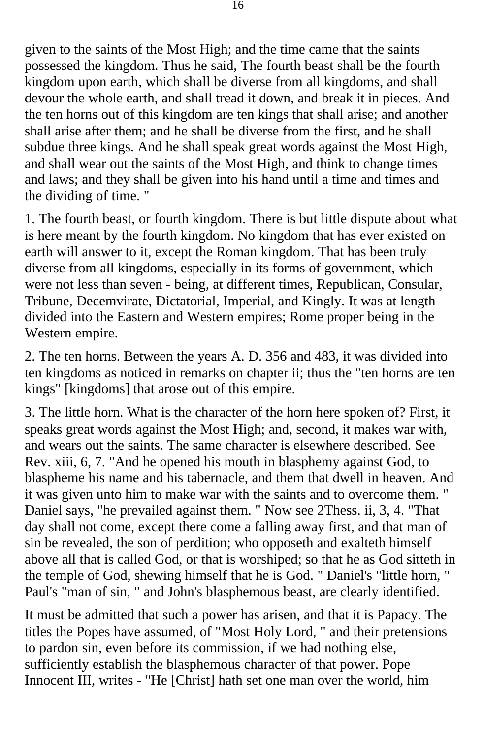given to the saints of the Most High; and the time came that the saints possessed the kingdom. Thus he said, The fourth beast shall be the fourth kingdom upon earth, which shall be diverse from all kingdoms, and shall devour the whole earth, and shall tread it down, and break it in pieces. And the ten horns out of this kingdom are ten kings that shall arise; and another shall arise after them; and he shall be diverse from the first, and he shall subdue three kings. And he shall speak great words against the Most High, and shall wear out the saints of the Most High, and think to change times and laws; and they shall be given into his hand until a time and times and the dividing of time. "

1. The fourth beast, or fourth kingdom. There is but little dispute about what is here meant by the fourth kingdom. No kingdom that has ever existed on earth will answer to it, except the Roman kingdom. That has been truly diverse from all kingdoms, especially in its forms of government, which were not less than seven - being, at different times, Republican, Consular, Tribune, Decemvirate, Dictatorial, Imperial, and Kingly. It was at length divided into the Eastern and Western empires; Rome proper being in the Western empire.

2. The ten horns. Between the years A. D. 356 and 483, it was divided into ten kingdoms as noticed in remarks on chapter ii; thus the "ten horns are ten kings" [kingdoms] that arose out of this empire.

3. The little horn. What is the character of the horn here spoken of? First, it speaks great words against the Most High; and, second, it makes war with, and wears out the saints. The same character is elsewhere described. See Rev. xiii, 6, 7. "And he opened his mouth in blasphemy against God, to blaspheme his name and his tabernacle, and them that dwell in heaven. And it was given unto him to make war with the saints and to overcome them. " Daniel says, "he prevailed against them. " Now see 2Thess. ii, 3, 4. "That day shall not come, except there come a falling away first, and that man of sin be revealed, the son of perdition; who opposeth and exalteth himself above all that is called God, or that is worshiped; so that he as God sitteth in the temple of God, shewing himself that he is God. " Daniel's "little horn, " Paul's "man of sin, " and John's blasphemous beast, are clearly identified.

It must be admitted that such a power has arisen, and that it is Papacy. The titles the Popes have assumed, of "Most Holy Lord, " and their pretensions to pardon sin, even before its commission, if we had nothing else, sufficiently establish the blasphemous character of that power. Pope Innocent III, writes - "He [Christ] hath set one man over the world, him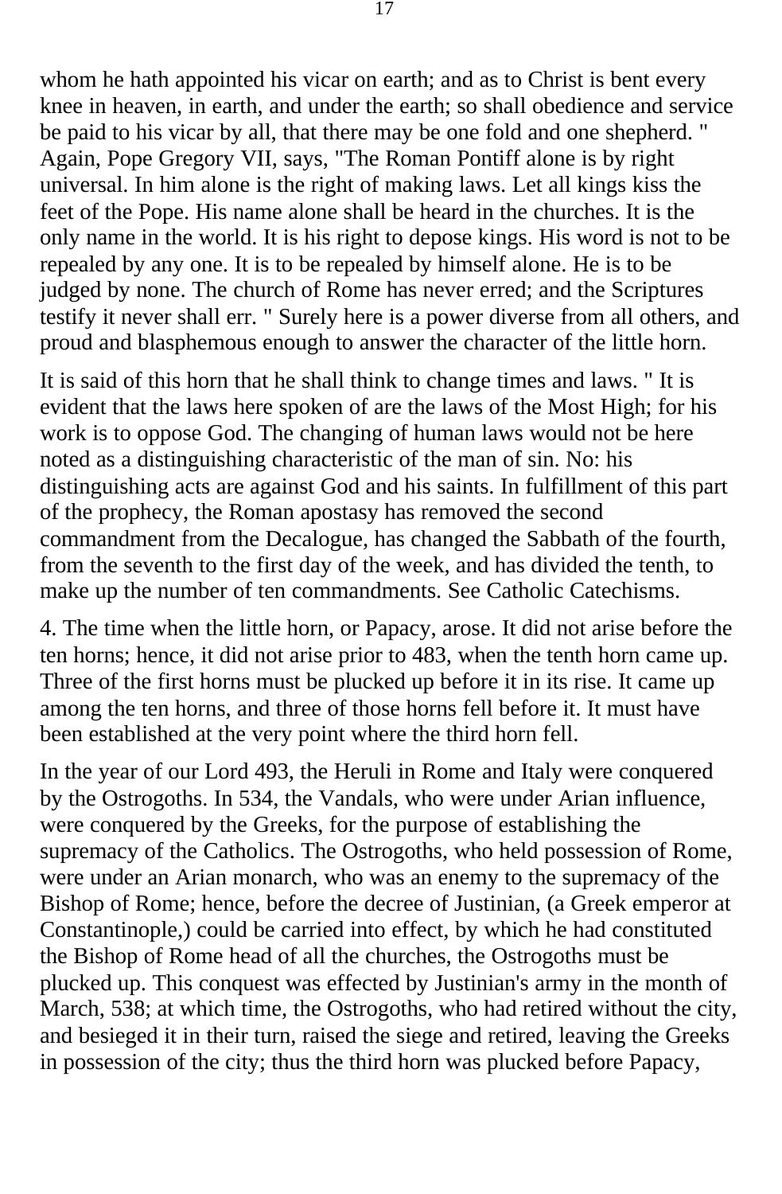whom he hath appointed his vicar on earth; and as to Christ is bent every knee in heaven, in earth, and under the earth; so shall obedience and service be paid to his vicar by all, that there may be one fold and one shepherd. " Again, Pope Gregory VII, says, "The Roman Pontiff alone is by right universal. In him alone is the right of making laws. Let all kings kiss the feet of the Pope. His name alone shall be heard in the churches. It is the only name in the world. It is his right to depose kings. His word is not to be repealed by any one. It is to be repealed by himself alone. He is to be judged by none. The church of Rome has never erred; and the Scriptures testify it never shall err. " Surely here is a power diverse from all others, and proud and blasphemous enough to answer the character of the little horn.

It is said of this horn that he shall think to change times and laws. " It is evident that the laws here spoken of are the laws of the Most High; for his work is to oppose God. The changing of human laws would not be here noted as a distinguishing characteristic of the man of sin. No: his distinguishing acts are against God and his saints. In fulfillment of this part of the prophecy, the Roman apostasy has removed the second commandment from the Decalogue, has changed the Sabbath of the fourth, from the seventh to the first day of the week, and has divided the tenth, to make up the number of ten commandments. See Catholic Catechisms.

4. The time when the little horn, or Papacy, arose. It did not arise before the ten horns; hence, it did not arise prior to 483, when the tenth horn came up. Three of the first horns must be plucked up before it in its rise. It came up among the ten horns, and three of those horns fell before it. It must have been established at the very point where the third horn fell.

In the year of our Lord 493, the Heruli in Rome and Italy were conquered by the Ostrogoths. In 534, the Vandals, who were under Arian influence, were conquered by the Greeks, for the purpose of establishing the supremacy of the Catholics. The Ostrogoths, who held possession of Rome, were under an Arian monarch, who was an enemy to the supremacy of the Bishop of Rome; hence, before the decree of Justinian, (a Greek emperor at Constantinople,) could be carried into effect, by which he had constituted the Bishop of Rome head of all the churches, the Ostrogoths must be plucked up. This conquest was effected by Justinian's army in the month of March, 538; at which time, the Ostrogoths, who had retired without the city, and besieged it in their turn, raised the siege and retired, leaving the Greeks in possession of the city; thus the third horn was plucked before Papacy,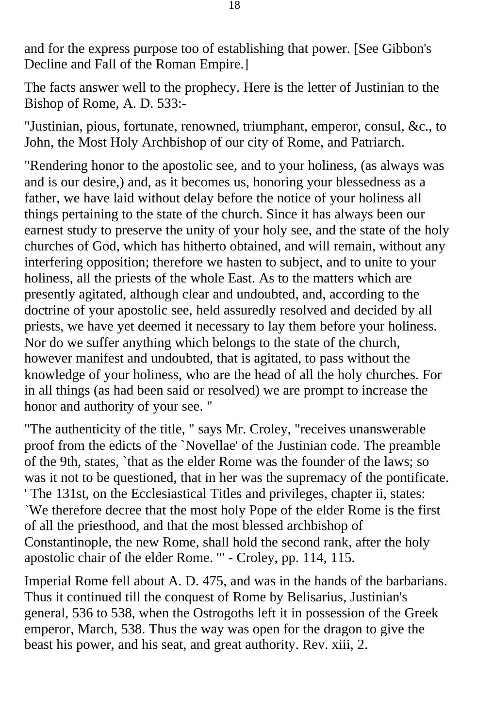and for the express purpose too of establishing that power. [See Gibbon's Decline and Fall of the Roman Empire.]

The facts answer well to the prophecy. Here is the letter of Justinian to the Bishop of Rome, A. D. 533:-

"Justinian, pious, fortunate, renowned, triumphant, emperor, consul, &c., to John, the Most Holy Archbishop of our city of Rome, and Patriarch.

"Rendering honor to the apostolic see, and to your holiness, (as always was and is our desire,) and, as it becomes us, honoring your blessedness as a father, we have laid without delay before the notice of your holiness all things pertaining to the state of the church. Since it has always been our earnest study to preserve the unity of your holy see, and the state of the holy churches of God, which has hitherto obtained, and will remain, without any interfering opposition; therefore we hasten to subject, and to unite to your holiness, all the priests of the whole East. As to the matters which are presently agitated, although clear and undoubted, and, according to the doctrine of your apostolic see, held assuredly resolved and decided by all priests, we have yet deemed it necessary to lay them before your holiness. Nor do we suffer anything which belongs to the state of the church, however manifest and undoubted, that is agitated, to pass without the knowledge of your holiness, who are the head of all the holy churches. For in all things (as had been said or resolved) we are prompt to increase the honor and authority of your see. "

"The authenticity of the title, " says Mr. Croley, "receives unanswerable proof from the edicts of the `Novellae' of the Justinian code. The preamble of the 9th, states, `that as the elder Rome was the founder of the laws; so was it not to be questioned, that in her was the supremacy of the pontificate. ' The 131st, on the Ecclesiastical Titles and privileges, chapter ii, states: `We therefore decree that the most holy Pope of the elder Rome is the first of all the priesthood, and that the most blessed archbishop of Constantinople, the new Rome, shall hold the second rank, after the holy apostolic chair of the elder Rome. '" - Croley, pp. 114, 115.

Imperial Rome fell about A. D. 475, and was in the hands of the barbarians. Thus it continued till the conquest of Rome by Belisarius, Justinian's general, 536 to 538, when the Ostrogoths left it in possession of the Greek emperor, March, 538. Thus the way was open for the dragon to give the beast his power, and his seat, and great authority. Rev. xiii, 2.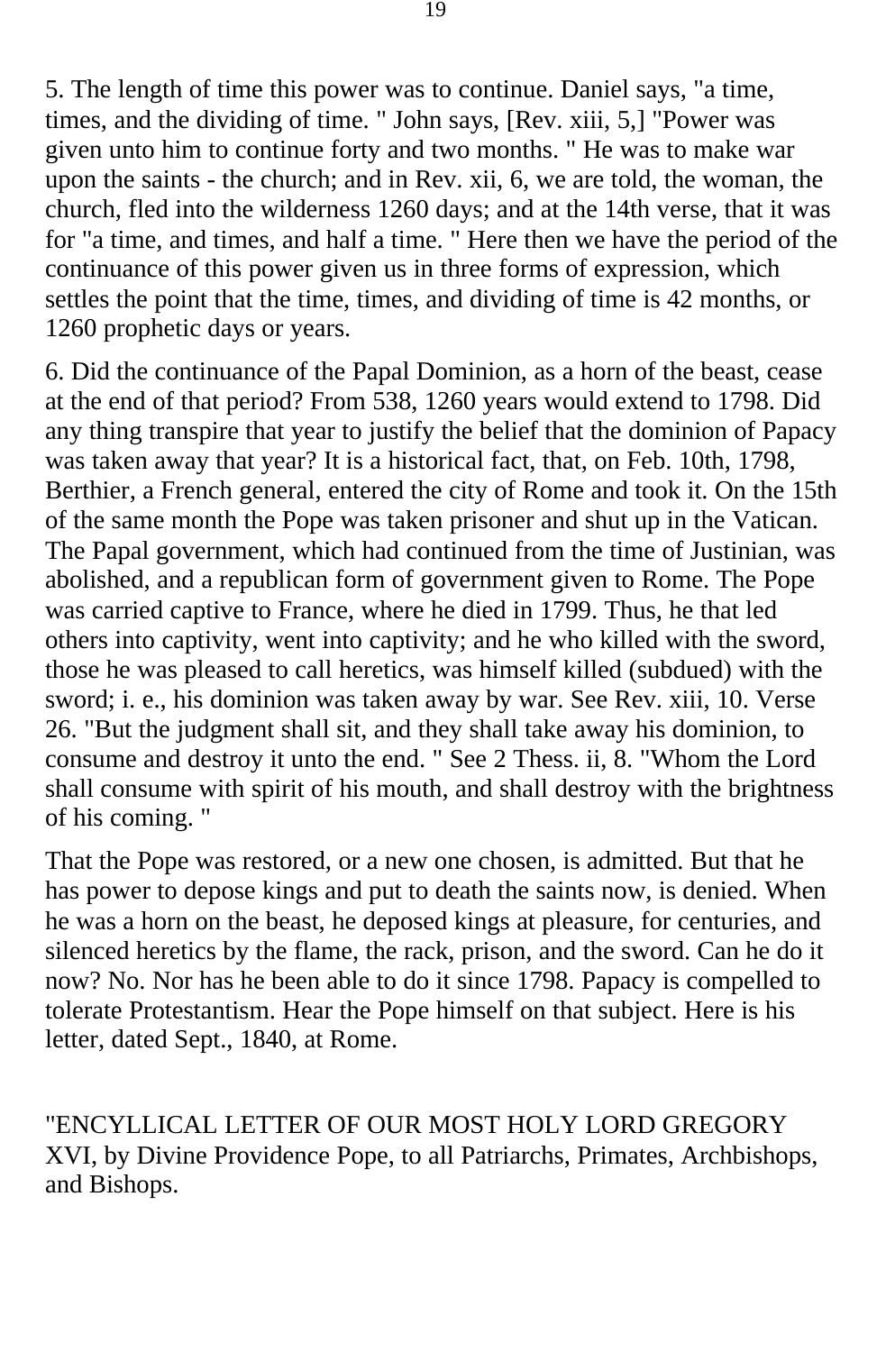5. The length of time this power was to continue. Daniel says, "a time, times, and the dividing of time. " John says, [Rev. xiii, 5,] "Power was given unto him to continue forty and two months. " He was to make war upon the saints - the church; and in Rev. xii, 6, we are told, the woman, the church, fled into the wilderness 1260 days; and at the 14th verse, that it was for "a time, and times, and half a time. " Here then we have the period of the continuance of this power given us in three forms of expression, which settles the point that the time, times, and dividing of time is 42 months, or 1260 prophetic days or years.

6. Did the continuance of the Papal Dominion, as a horn of the beast, cease at the end of that period? From 538, 1260 years would extend to 1798. Did any thing transpire that year to justify the belief that the dominion of Papacy was taken away that year? It is a historical fact, that, on Feb. 10th, 1798, Berthier, a French general, entered the city of Rome and took it. On the 15th of the same month the Pope was taken prisoner and shut up in the Vatican. The Papal government, which had continued from the time of Justinian, was abolished, and a republican form of government given to Rome. The Pope was carried captive to France, where he died in 1799. Thus, he that led others into captivity, went into captivity; and he who killed with the sword, those he was pleased to call heretics, was himself killed (subdued) with the sword; i. e., his dominion was taken away by war. See Rev. xiii, 10. Verse 26. "But the judgment shall sit, and they shall take away his dominion, to consume and destroy it unto the end. " See 2 Thess. ii, 8. "Whom the Lord shall consume with spirit of his mouth, and shall destroy with the brightness of his coming. "

That the Pope was restored, or a new one chosen, is admitted. But that he has power to depose kings and put to death the saints now, is denied. When he was a horn on the beast, he deposed kings at pleasure, for centuries, and silenced heretics by the flame, the rack, prison, and the sword. Can he do it now? No. Nor has he been able to do it since 1798. Papacy is compelled to tolerate Protestantism. Hear the Pope himself on that subject. Here is his letter, dated Sept., 1840, at Rome.

"ENCYLLICAL LETTER OF OUR MOST HOLY LORD GREGORY XVI, by Divine Providence Pope, to all Patriarchs, Primates, Archbishops, and Bishops.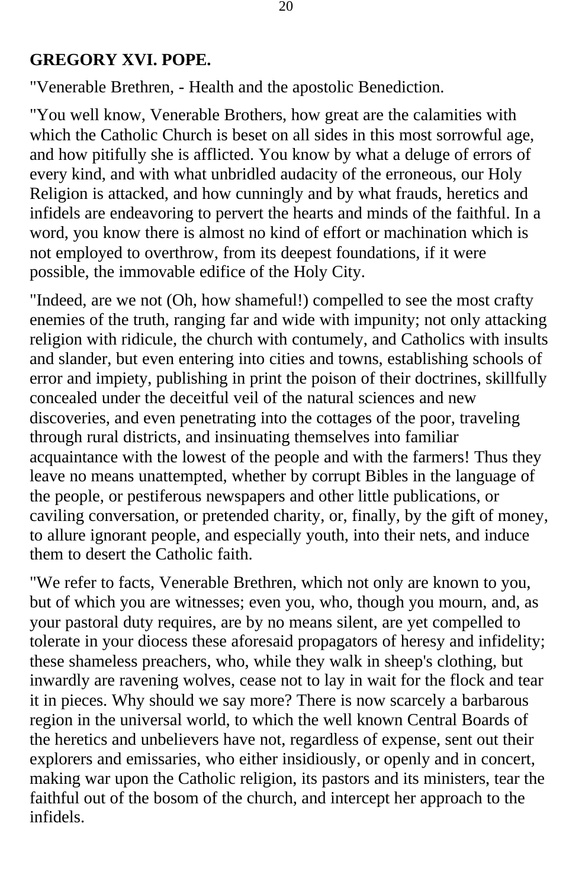**GREGORY XVI. POPE.**

"Venerable Brethren, - Health and the apostolic Benediction.

"You well know, Venerable Brothers, how great are the calamities with which the Catholic Church is beset on all sides in this most sorrowful age, and how pitifully she is afflicted. You know by what a deluge of errors of every kind, and with what unbridled audacity of the erroneous, our Holy Religion is attacked, and how cunningly and by what frauds, heretics and infidels are endeavoring to pervert the hearts and minds of the faithful. In a word, you know there is almost no kind of effort or machination which is not employed to overthrow, from its deepest foundations, if it were possible, the immovable edifice of the Holy City.

"Indeed, are we not (Oh, how shameful!) compelled to see the most crafty enemies of the truth, ranging far and wide with impunity; not only attacking religion with ridicule, the church with contumely, and Catholics with insults and slander, but even entering into cities and towns, establishing schools of error and impiety, publishing in print the poison of their doctrines, skillfully concealed under the deceitful veil of the natural sciences and new discoveries, and even penetrating into the cottages of the poor, traveling through rural districts, and insinuating themselves into familiar acquaintance with the lowest of the people and with the farmers! Thus they leave no means unattempted, whether by corrupt Bibles in the language of the people, or pestiferous newspapers and other little publications, or caviling conversation, or pretended charity, or, finally, by the gift of money, to allure ignorant people, and especially youth, into their nets, and induce them to desert the Catholic faith.

"We refer to facts, Venerable Brethren, which not only are known to you, but of which you are witnesses; even you, who, though you mourn, and, as your pastoral duty requires, are by no means silent, are yet compelled to tolerate in your diocess these aforesaid propagators of heresy and infidelity; these shameless preachers, who, while they walk in sheep's clothing, but inwardly are ravening wolves, cease not to lay in wait for the flock and tear it in pieces. Why should we say more? There is now scarcely a barbarous region in the universal world, to which the well known Central Boards of the heretics and unbelievers have not, regardless of expense, sent out their explorers and emissaries, who either insidiously, or openly and in concert, making war upon the Catholic religion, its pastors and its ministers, tear the faithful out of the bosom of the church, and intercept her approach to the infidels.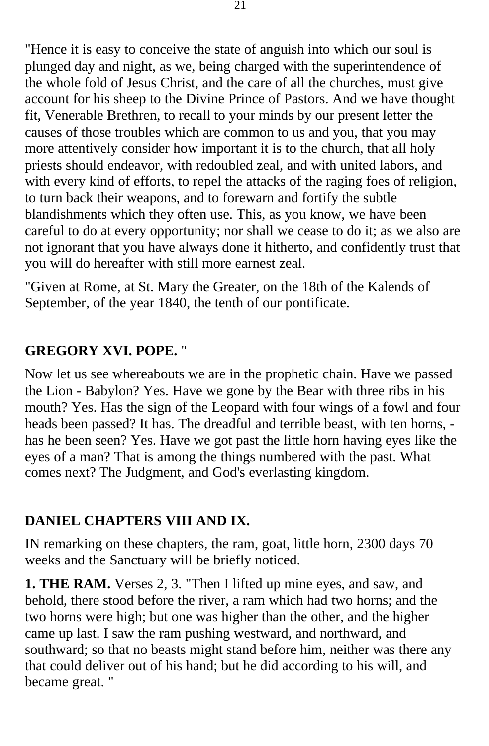"Hence it is easy to conceive the state of anguish into which our soul is plunged day and night, as we, being charged with the superintendence of the whole fold of Jesus Christ, and the care of all the churches, must give account for his sheep to the Divine Prince of Pastors. And we have thought fit, Venerable Brethren, to recall to your minds by our present letter the causes of those troubles which are common to us and you, that you may more attentively consider how important it is to the church, that all holy priests should endeavor, with redoubled zeal, and with united labors, and with every kind of efforts, to repel the attacks of the raging foes of religion, to turn back their weapons, and to forewarn and fortify the subtle blandishments which they often use. This, as you know, we have been careful to do at every opportunity; nor shall we cease to do it; as we also are not ignorant that you have always done it hitherto, and confidently trust that you will do hereafter with still more earnest zeal.

"Given at Rome, at St. Mary the Greater, on the 18th of the Kalends of September, of the year 1840, the tenth of our pontificate.

**GREGORY XVI. POPE.** "

Now let us see whereabouts we are in the prophetic chain. Have we passed the Lion - Babylon? Yes. Have we gone by the Bear with three ribs in his mouth? Yes. Has the sign of the Leopard with four wings of a fowl and four heads been passed? It has. The dreadful and terrible beast, with ten horns, - has he been seen? Yes. Have we got past the little horn having eyes like the eyes of a man? That is among the things numbered with the past. What comes next? The Judgment, and God's everlasting kingdom.

## DANIEL CHAPTERS VIII AND IX.

IN remarking on these chapters, the ram, goat, little horn, 2300 days 70 weeks and the Sanctuary will be briefly noticed.

**1. THE RAM.** Verses 2, 3. "Then I lifted up mine eyes, and saw, and behold, there stood before the river, a ram which had two horns; and the two horns were high; but one was higher than the other, and the higher came up last. I saw the ram pushing westward, and northward, and southward; so that no beasts might stand before him, neither was there any that could deliver out of his hand; but he did according to his will, and became great. "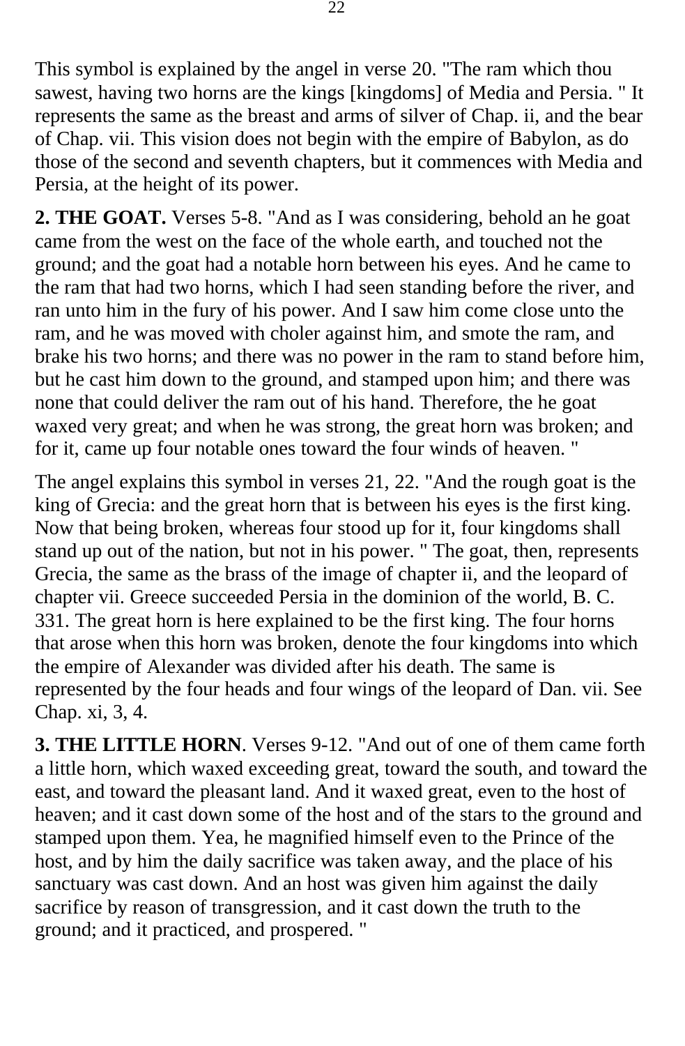This symbol is explained by the angel in verse 20. "The ram which thou sawest, having two horns are the kings [kingdoms] of Media and Persia. " It represents the same as the breast and arms of silver of Chap. ii, and the bear of Chap. vii. This vision does not begin with the empire of Babylon, as do those of the second and seventh chapters, but it commences with Media and Persia, at the height of its power.

**2. THE GOAT.** Verses 5-8. "And as I was considering, behold an he goat came from the west on the face of the whole earth, and touched not the ground; and the goat had a notable horn between his eyes. And he came to the ram that had two horns, which I had seen standing before the river, and ran unto him in the fury of his power. And I saw him come close unto the ram, and he was moved with choler against him, and smote the ram, and brake his two horns; and there was no power in the ram to stand before him, but he cast him down to the ground, and stamped upon him; and there was none that could deliver the ram out of his hand. Therefore, the he goat waxed very great; and when he was strong, the great horn was broken; and for it, came up four notable ones toward the four winds of heaven. "

The angel explains this symbol in verses 21, 22. "And the rough goat is the king of Grecia: and the great horn that is between his eyes is the first king. Now that being broken, whereas four stood up for it, four kingdoms shall stand up out of the nation, but not in his power. " The goat, then, represents Grecia, the same as the brass of the image of chapter ii, and the leopard of chapter vii. Greece succeeded Persia in the dominion of the world, B. C. 331. The great horn is here explained to be the first king. The four horns that arose when this horn was broken, denote the four kingdoms into which the empire of Alexander was divided after his death. The same is represented by the four heads and four wings of the leopard of Dan. vii. See Chap. xi, 3, 4.

**3. THE LITTLE HORN**. Verses 9-12. "And out of one of them came forth a little horn, which waxed exceeding great, toward the south, and toward the east, and toward the pleasant land. And it waxed great, even to the host of heaven; and it cast down some of the host and of the stars to the ground and stamped upon them. Yea, he magnified himself even to the Prince of the host, and by him the daily sacrifice was taken away, and the place of his sanctuary was cast down. And an host was given him against the daily sacrifice by reason of transgression, and it cast down the truth to the ground; and it practiced, and prospered. "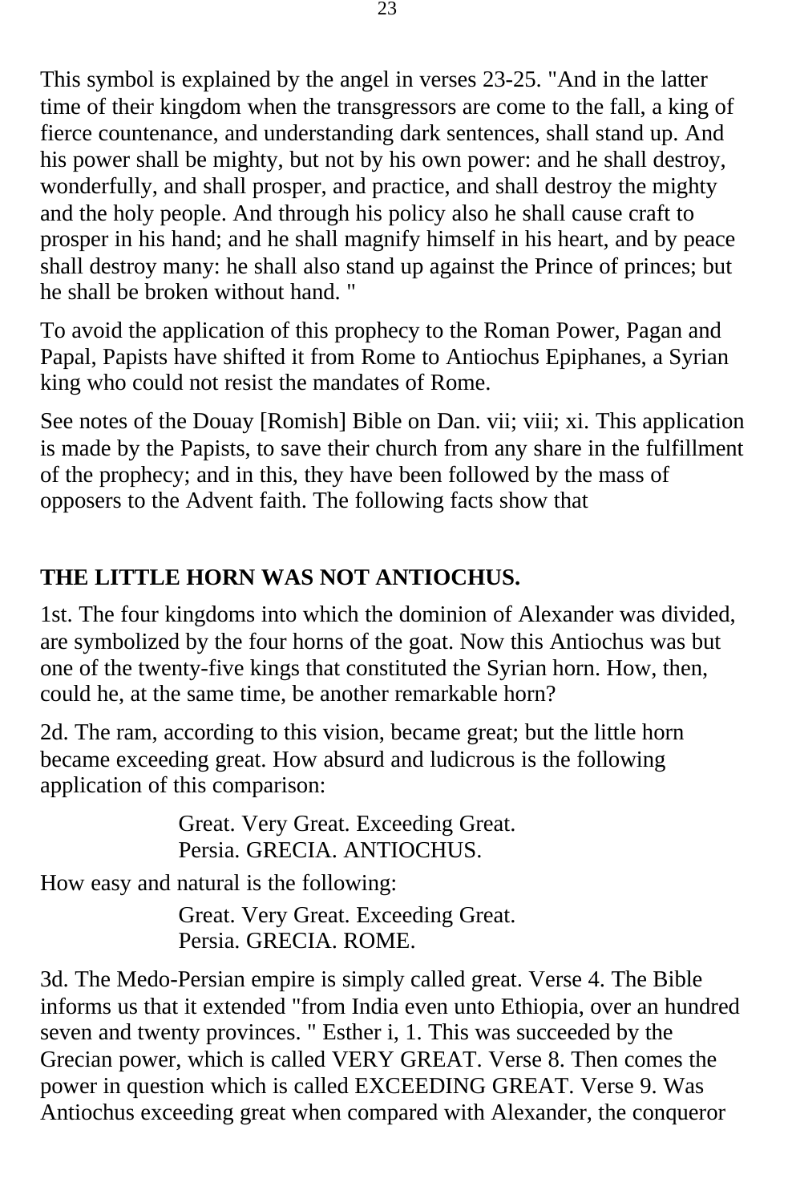This symbol is explained by the angel in verses 23-25. "And in the latter time of their kingdom when the transgressors are come to the fall, a king of fierce countenance, and understanding dark sentences, shall stand up. And his power shall be mighty, but not by his own power: and he shall destroy, wonderfully, and shall prosper, and practice, and shall destroy the mighty and the holy people. And through his policy also he shall cause craft to prosper in his hand; and he shall magnify himself in his heart, and by peace shall destroy many: he shall also stand up against the Prince of princes; but he shall be broken without hand. "

To avoid the application of this prophecy to the Roman Power, Pagan and Papal, Papists have shifted it from Rome to Antiochus Epiphanes, a Syrian king who could not resist the mandates of Rome.

See notes of the Douay [Romish] Bible on Dan. vii; viii; xi. This application is made by the Papists, to save their church from any share in the fulfillment of the prophecy; and in this, they have been followed by the mass of opposers to the Advent faith. The following facts show that

## THE LITTLE HORN WAS NOT ANTIOCHUS.

1st. The four kingdoms into which the dominion of Alexander was divided, are symbolized by the four horns of the goat. Now this Antiochus was but one of the twenty-five kings that constituted the Syrian horn. How, then, could he, at the same time, be another remarkable horn?

2d. The ram, according to this vision, became great; but the little horn became exceeding great. How absurd and ludicrous is the following application of this comparison:

> Great. Very Great. Exceeding Great.
> Persia. GRECIA. ANTIOCHUS.

How easy and natural is the following:

> Great. Very Great. Exceeding Great.
> Persia. GRECIA. ROME.

3d. The Medo-Persian empire is simply called great. Verse 4. The Bible informs us that it extended "from India even unto Ethiopia, over an hundred seven and twenty provinces. " Esther i, 1. This was succeeded by the Grecian power, which is called VERY GREAT. Verse 8. Then comes the power in question which is called EXCEEDING GREAT. Verse 9. Was Antiochus exceeding great when compared with Alexander, the conqueror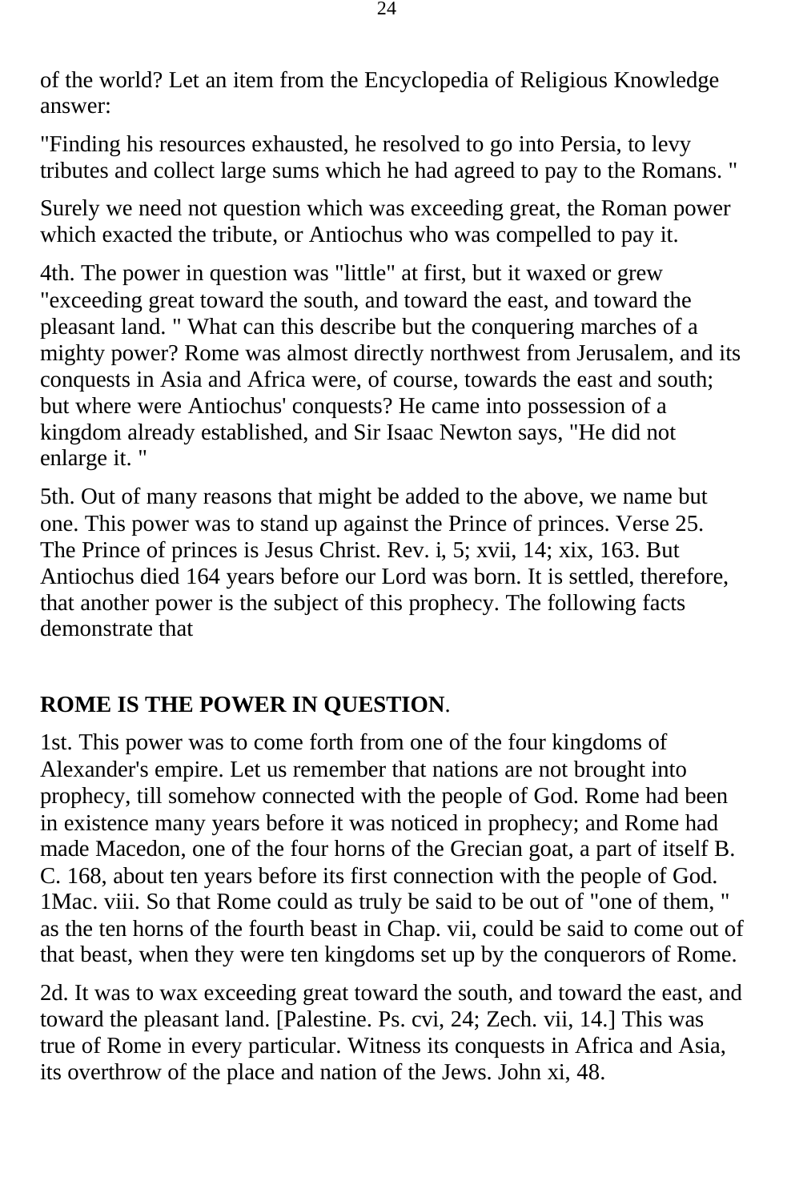of the world? Let an item from the Encyclopedia of Religious Knowledge answer:

"Finding his resources exhausted, he resolved to go into Persia, to levy tributes and collect large sums which he had agreed to pay to the Romans. "

Surely we need not question which was exceeding great, the Roman power which exacted the tribute, or Antiochus who was compelled to pay it.

4th. The power in question was "little" at first, but it waxed or grew "exceeding great toward the south, and toward the east, and toward the pleasant land. " What can this describe but the conquering marches of a mighty power? Rome was almost directly northwest from Jerusalem, and its conquests in Asia and Africa were, of course, towards the east and south; but where were Antiochus' conquests? He came into possession of a kingdom already established, and Sir Isaac Newton says, "He did not enlarge it. "

5th. Out of many reasons that might be added to the above, we name but one. This power was to stand up against the Prince of princes. Verse 25. The Prince of princes is Jesus Christ. Rev. i, 5; xvii, 14; xix, 163. But Antiochus died 164 years before our Lord was born. It is settled, therefore, that another power is the subject of this prophecy. The following facts demonstrate that

**ROME IS THE POWER IN QUESTION**.

1st. This power was to come forth from one of the four kingdoms of Alexander's empire. Let us remember that nations are not brought into prophecy, till somehow connected with the people of God. Rome had been in existence many years before it was noticed in prophecy; and Rome had made Macedon, one of the four horns of the Grecian goat, a part of itself B. C. 168, about ten years before its first connection with the people of God. 1Mac. viii. So that Rome could as truly be said to be out of "one of them, " as the ten horns of the fourth beast in Chap. vii, could be said to come out of that beast, when they were ten kingdoms set up by the conquerors of Rome.

2d. It was to wax exceeding great toward the south, and toward the east, and toward the pleasant land. [Palestine. Ps. cvi, 24; Zech. vii, 14.] This was true of Rome in every particular. Witness its conquests in Africa and Asia, its overthrow of the place and nation of the Jews. John xi, 48.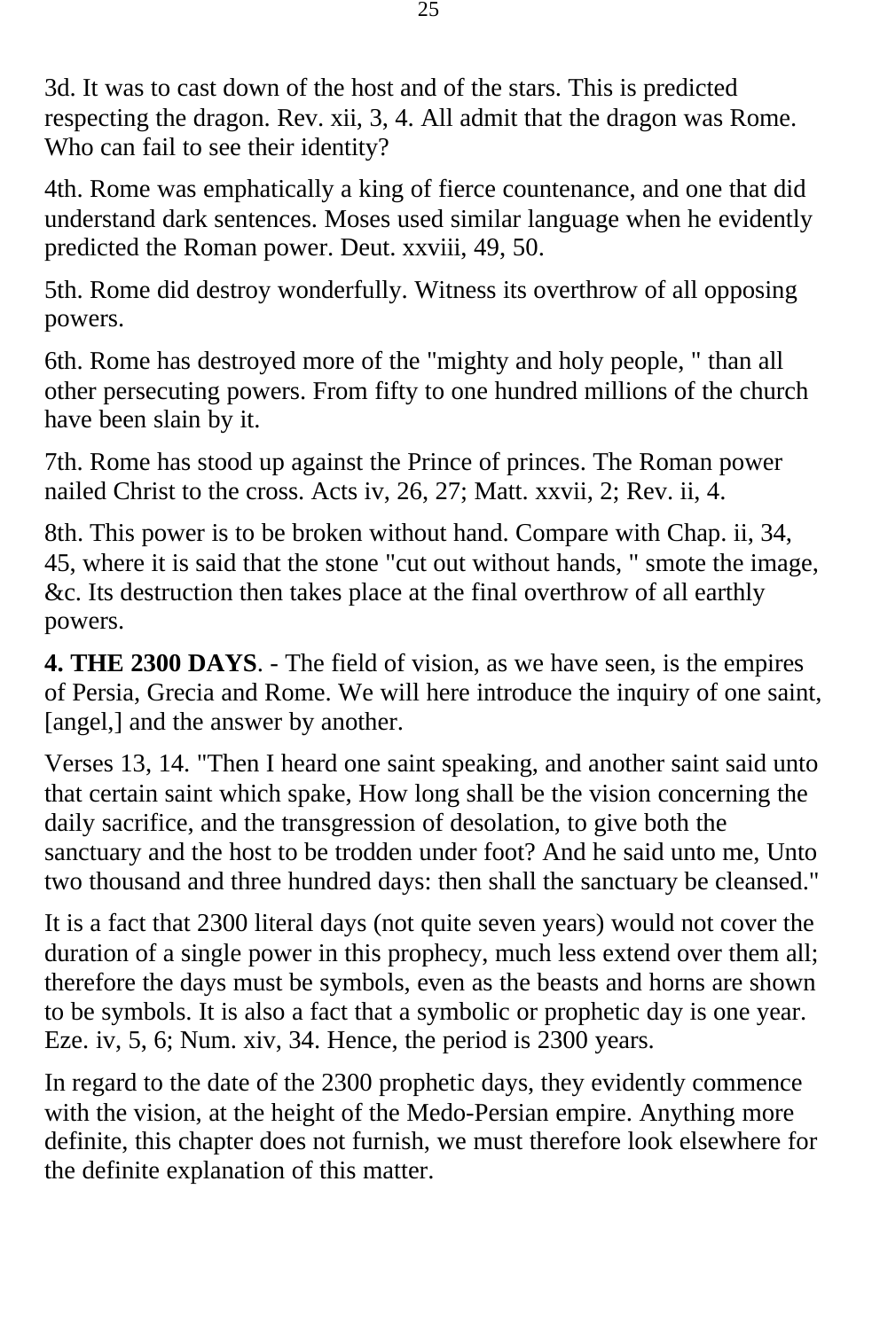3d. It was to cast down of the host and of the stars. This is predicted respecting the dragon. Rev. xii, 3, 4. All admit that the dragon was Rome. Who can fail to see their identity?

4th. Rome was emphatically a king of fierce countenance, and one that did understand dark sentences. Moses used similar language when he evidently predicted the Roman power. Deut. xxviii, 49, 50.

5th. Rome did destroy wonderfully. Witness its overthrow of all opposing powers.

6th. Rome has destroyed more of the "mighty and holy people, " than all other persecuting powers. From fifty to one hundred millions of the church have been slain by it.

7th. Rome has stood up against the Prince of princes. The Roman power nailed Christ to the cross. Acts iv, 26, 27; Matt. xxvii, 2; Rev. ii, 4.

8th. This power is to be broken without hand. Compare with Chap. ii, 34, 45, where it is said that the stone "cut out without hands, " smote the image, &c. Its destruction then takes place at the final overthrow of all earthly powers.

**4. THE 2300 DAYS**. - The field of vision, as we have seen, is the empires of Persia, Grecia and Rome. We will here introduce the inquiry of one saint, [angel,] and the answer by another.

Verses 13, 14. "Then I heard one saint speaking, and another saint said unto that certain saint which spake, How long shall be the vision concerning the daily sacrifice, and the transgression of desolation, to give both the sanctuary and the host to be trodden under foot? And he said unto me, Unto two thousand and three hundred days: then shall the sanctuary be cleansed."

It is a fact that 2300 literal days (not quite seven years) would not cover the duration of a single power in this prophecy, much less extend over them all; therefore the days must be symbols, even as the beasts and horns are shown to be symbols. It is also a fact that a symbolic or prophetic day is one year. Eze. iv, 5, 6; Num. xiv, 34. Hence, the period is 2300 years.

In regard to the date of the 2300 prophetic days, they evidently commence with the vision, at the height of the Medo-Persian empire. Anything more definite, this chapter does not furnish, we must therefore look elsewhere for the definite explanation of this matter.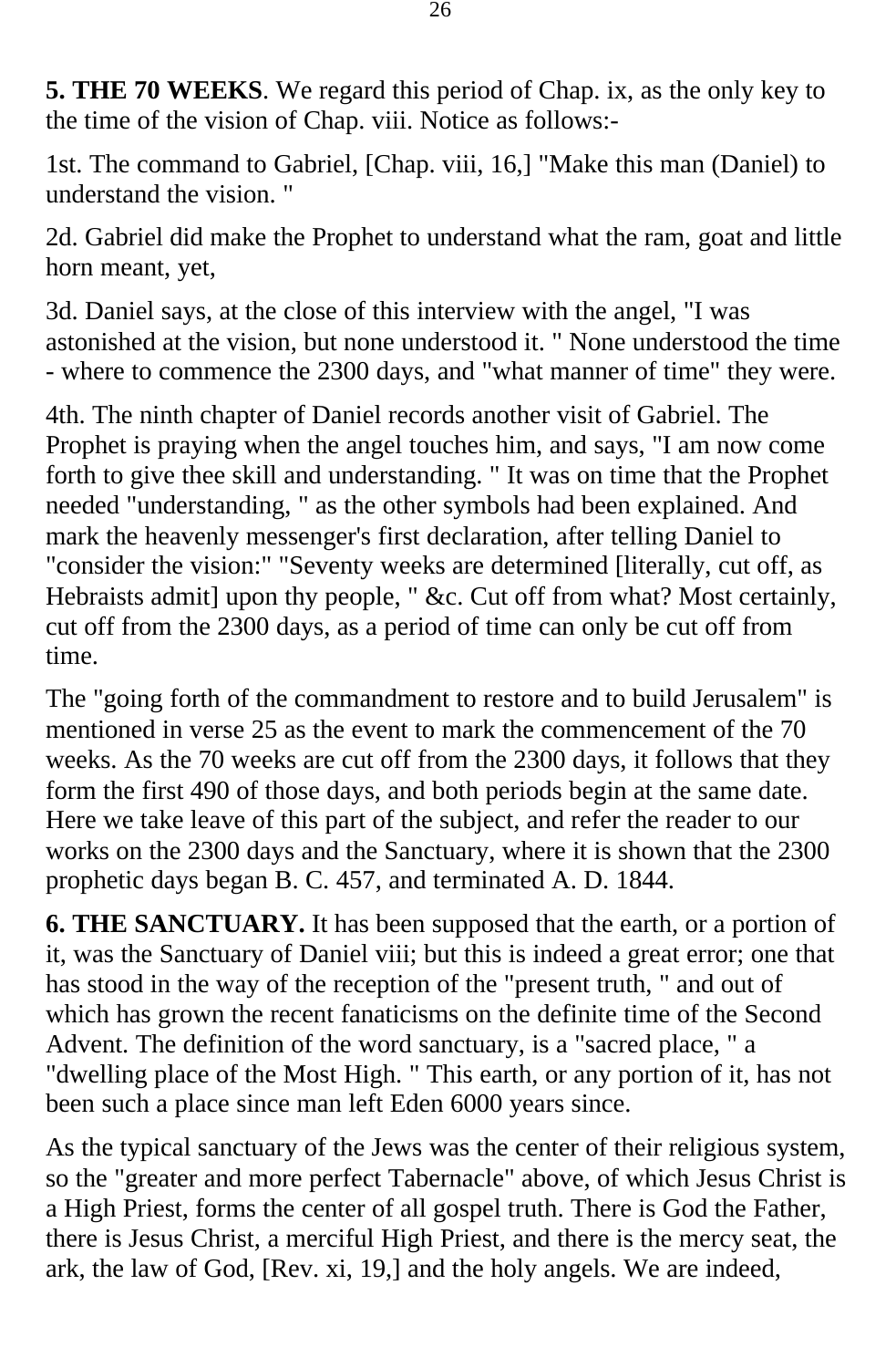**5. THE 70 WEEKS**. We regard this period of Chap. ix, as the only key to the time of the vision of Chap. viii. Notice as follows:-

1st. The command to Gabriel, [Chap. viii, 16,] "Make this man (Daniel) to understand the vision. "

2d. Gabriel did make the Prophet to understand what the ram, goat and little horn meant, yet,

3d. Daniel says, at the close of this interview with the angel, "I was astonished at the vision, but none understood it. " None understood the time - where to commence the 2300 days, and "what manner of time" they were.

4th. The ninth chapter of Daniel records another visit of Gabriel. The Prophet is praying when the angel touches him, and says, "I am now come forth to give thee skill and understanding. " It was on time that the Prophet needed "understanding, " as the other symbols had been explained. And mark the heavenly messenger's first declaration, after telling Daniel to "consider the vision:" "Seventy weeks are determined [literally, cut off, as Hebraists admit] upon thy people, " &c. Cut off from what? Most certainly, cut off from the 2300 days, as a period of time can only be cut off from time.

The "going forth of the commandment to restore and to build Jerusalem" is mentioned in verse 25 as the event to mark the commencement of the 70 weeks. As the 70 weeks are cut off from the 2300 days, it follows that they form the first 490 of those days, and both periods begin at the same date. Here we take leave of this part of the subject, and refer the reader to our works on the 2300 days and the Sanctuary, where it is shown that the 2300 prophetic days began B. C. 457, and terminated A. D. 1844.

**6. THE SANCTUARY.** It has been supposed that the earth, or a portion of it, was the Sanctuary of Daniel viii; but this is indeed a great error; one that has stood in the way of the reception of the "present truth, " and out of which has grown the recent fanaticisms on the definite time of the Second Advent. The definition of the word sanctuary, is a "sacred place, " a "dwelling place of the Most High. " This earth, or any portion of it, has not been such a place since man left Eden 6000 years since.

As the typical sanctuary of the Jews was the center of their religious system, so the "greater and more perfect Tabernacle" above, of which Jesus Christ is a High Priest, forms the center of all gospel truth. There is God the Father, there is Jesus Christ, a merciful High Priest, and there is the mercy seat, the ark, the law of God, [Rev. xi, 19,] and the holy angels. We are indeed,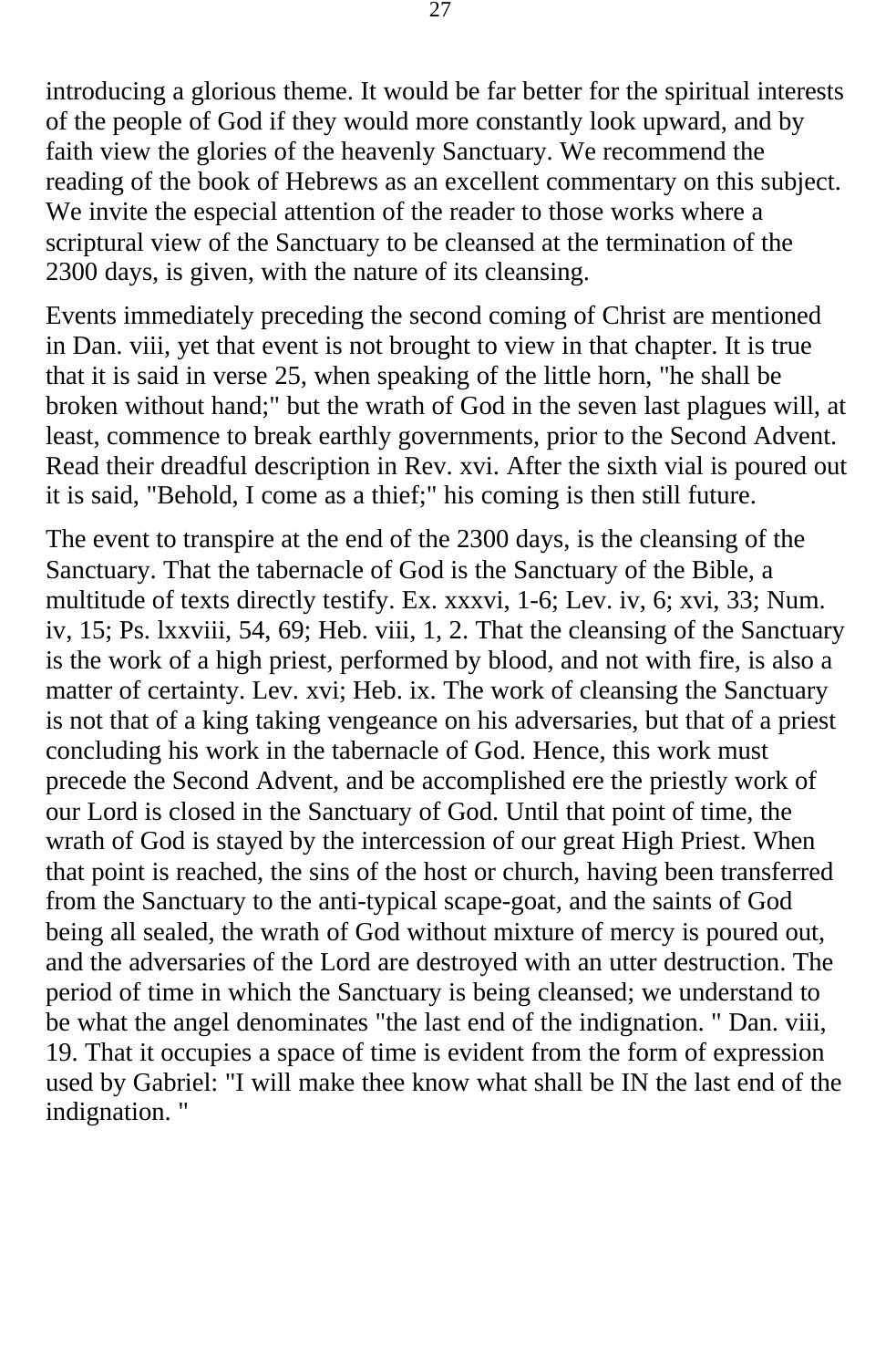introducing a glorious theme. It would be far better for the spiritual interests of the people of God if they would more constantly look upward, and by faith view the glories of the heavenly Sanctuary. We recommend the reading of the book of Hebrews as an excellent commentary on this subject. We invite the especial attention of the reader to those works where a scriptural view of the Sanctuary to be cleansed at the termination of the 2300 days, is given, with the nature of its cleansing.

Events immediately preceding the second coming of Christ are mentioned in Dan. viii, yet that event is not brought to view in that chapter. It is true that it is said in verse 25, when speaking of the little horn, "he shall be broken without hand;" but the wrath of God in the seven last plagues will, at least, commence to break earthly governments, prior to the Second Advent. Read their dreadful description in Rev. xvi. After the sixth vial is poured out it is said, "Behold, I come as a thief;" his coming is then still future.

The event to transpire at the end of the 2300 days, is the cleansing of the Sanctuary. That the tabernacle of God is the Sanctuary of the Bible, a multitude of texts directly testify. Ex. xxxvi, 1-6; Lev. iv, 6; xvi, 33; Num. iv, 15; Ps. lxxviii, 54, 69; Heb. viii, 1, 2. That the cleansing of the Sanctuary is the work of a high priest, performed by blood, and not with fire, is also a matter of certainty. Lev. xvi; Heb. ix. The work of cleansing the Sanctuary is not that of a king taking vengeance on his adversaries, but that of a priest concluding his work in the tabernacle of God. Hence, this work must precede the Second Advent, and be accomplished ere the priestly work of our Lord is closed in the Sanctuary of God. Until that point of time, the wrath of God is stayed by the intercession of our great High Priest. When that point is reached, the sins of the host or church, having been transferred from the Sanctuary to the anti-typical scape-goat, and the saints of God being all sealed, the wrath of God without mixture of mercy is poured out, and the adversaries of the Lord are destroyed with an utter destruction. The period of time in which the Sanctuary is being cleansed; we understand to be what the angel denominates "the last end of the indignation. " Dan. viii, 19. That it occupies a space of time is evident from the form of expression used by Gabriel: "I will make thee know what shall be IN the last end of the indignation. "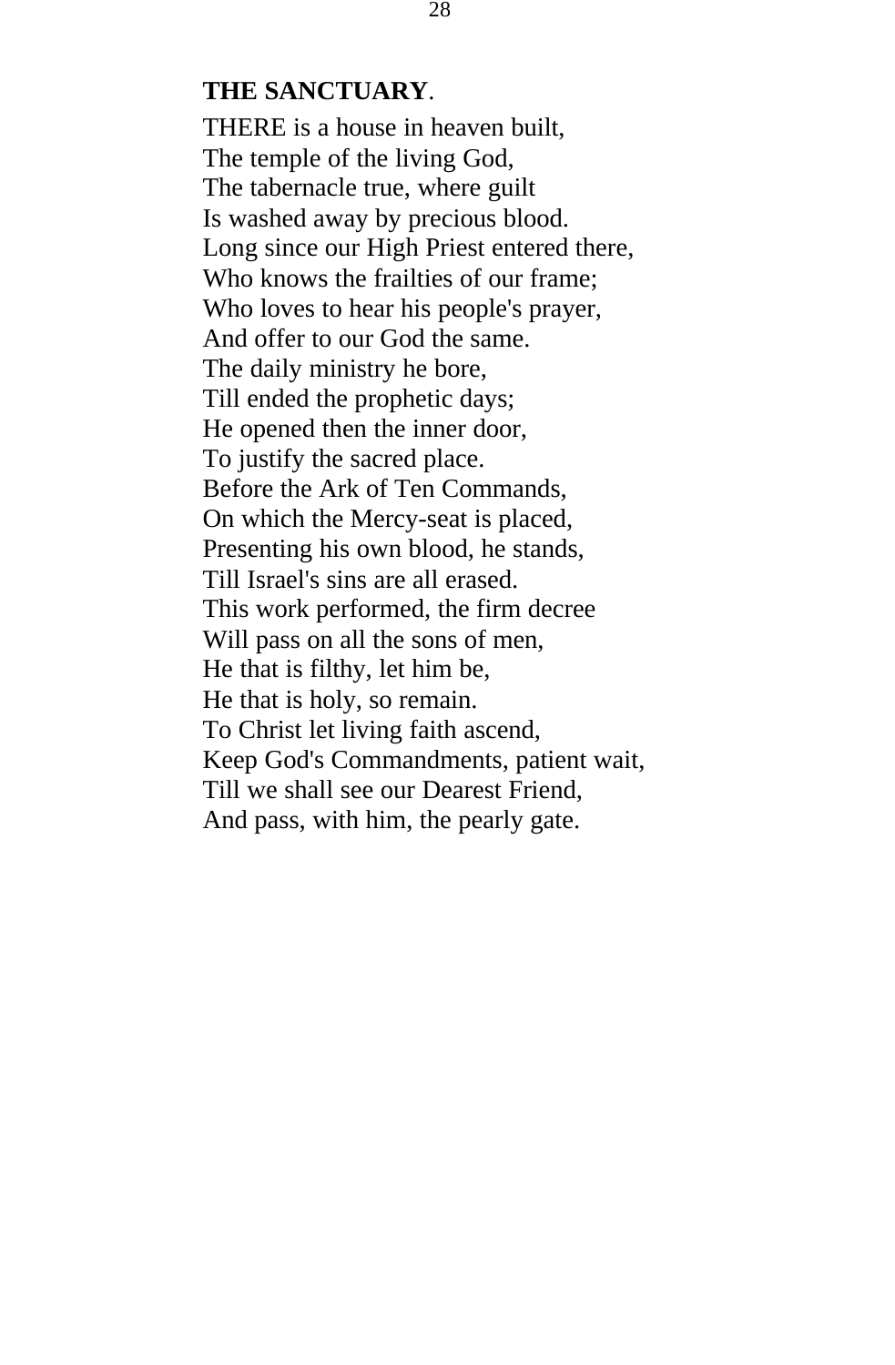## THE SANCTUARY.

THERE is a house in heaven built,
The temple of the living God,
The tabernacle true, where guilt
Is washed away by precious blood.
Long since our High Priest entered there,
Who knows the frailties of our frame;
Who loves to hear his people's prayer,
And offer to our God the same.
The daily ministry he bore,
Till ended the prophetic days;
He opened then the inner door,
To justify the sacred place.
Before the Ark of Ten Commands,
On which the Mercy-seat is placed,
Presenting his own blood, he stands,
Till Israel's sins are all erased.
This work performed, the firm decree
Will pass on all the sons of men,
He that is filthy, let him be,
He that is holy, so remain.
To Christ let living faith ascend,
Keep God's Commandments, patient wait,
Till we shall see our Dearest Friend,
And pass, with him, the pearly gate.